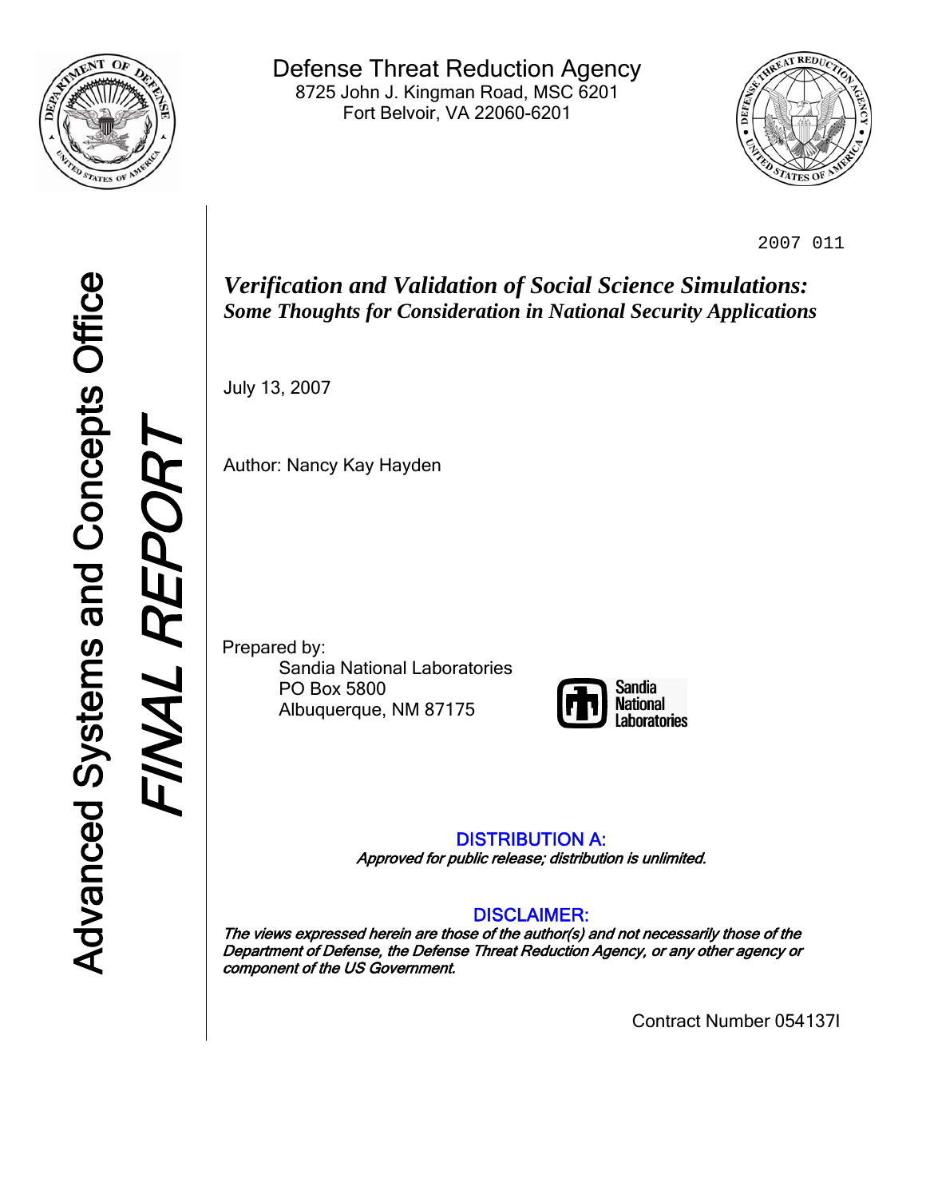Defense Threat Reduction Agency
8725 John J. Kingman Road, MSC 6201
Fort Belvoir, VA 22060-6201

Advanced Systems and Concepts Office

*FINAL REPORT*

2007 011

# *Verification and Validation of Social Science Simulations:*

## *Some Thoughts for Consideration in National Security Applications*

July 13, 2007

Author: Nancy Kay Hayden

Prepared by:
Sandia National Laboratories
PO Box 5800
Albuquerque, NM 87175

Sandia National Laboratories

DISTRIBUTION A:
*Approved for public release; distribution is unlimited.*

DISCLAIMER:
*The views expressed herein are those of the author(s) and not necessarily those of the Department of Defense, the Defense Threat Reduction Agency, or any other agency or component of the US Government.*

Contract Number 054137I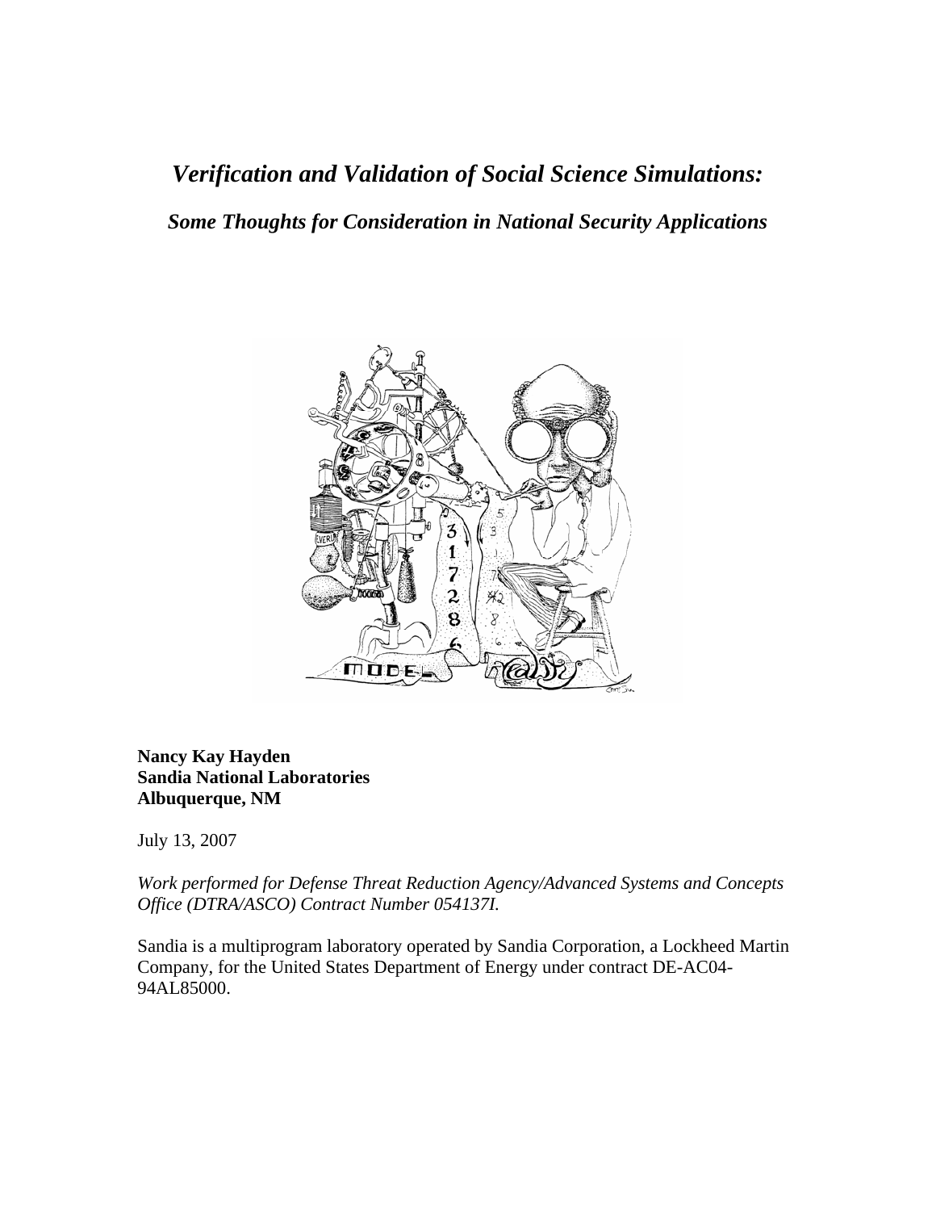# *Verification and Validation of Social Science Simulations:*

## *Some Thoughts for Consideration in National Security Applications*

**Nancy Kay Hayden**
**Sandia National Laboratories**
**Albuquerque, NM**

July 13, 2007

*Work performed for Defense Threat Reduction Agency/Advanced Systems and Concepts Office (DTRA/ASCO) Contract Number 054137I.*

Sandia is a multiprogram laboratory operated by Sandia Corporation, a Lockheed Martin Company, for the United States Department of Energy under contract DE-AC04-94AL85000.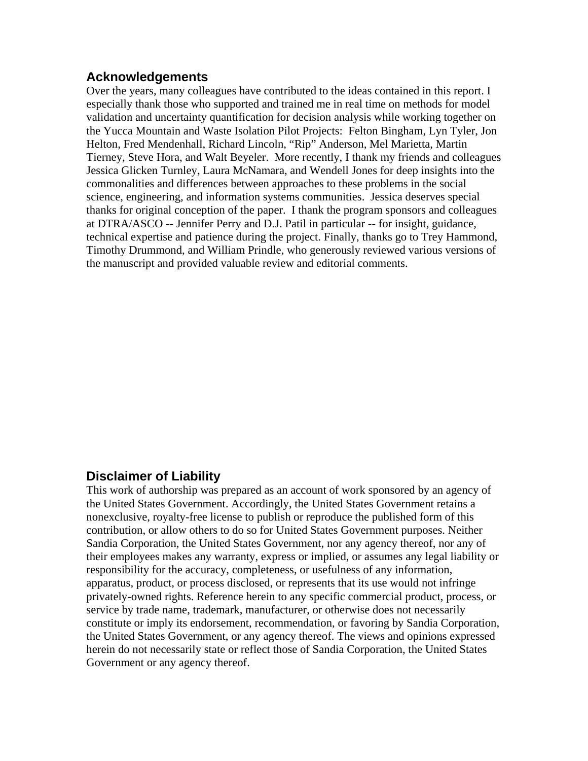## Acknowledgements

Over the years, many colleagues have contributed to the ideas contained in this report. I especially thank those who supported and trained me in real time on methods for model validation and uncertainty quantification for decision analysis while working together on the Yucca Mountain and Waste Isolation Pilot Projects: Felton Bingham, Lyn Tyler, Jon Helton, Fred Mendenhall, Richard Lincoln, "Rip" Anderson, Mel Marietta, Martin Tierney, Steve Hora, and Walt Beyeler. More recently, I thank my friends and colleagues Jessica Glicken Turnley, Laura McNamara, and Wendell Jones for deep insights into the commonalities and differences between approaches to these problems in the social science, engineering, and information systems communities. Jessica deserves special thanks for original conception of the paper. I thank the program sponsors and colleagues at DTRA/ASCO -- Jennifer Perry and D.J. Patil in particular -- for insight, guidance, technical expertise and patience during the project. Finally, thanks go to Trey Hammond, Timothy Drummond, and William Prindle, who generously reviewed various versions of the manuscript and provided valuable review and editorial comments.

## Disclaimer of Liability

This work of authorship was prepared as an account of work sponsored by an agency of the United States Government. Accordingly, the United States Government retains a nonexclusive, royalty-free license to publish or reproduce the published form of this contribution, or allow others to do so for United States Government purposes. Neither Sandia Corporation, the United States Government, nor any agency thereof, nor any of their employees makes any warranty, express or implied, or assumes any legal liability or responsibility for the accuracy, completeness, or usefulness of any information, apparatus, product, or process disclosed, or represents that its use would not infringe privately-owned rights. Reference herein to any specific commercial product, process, or service by trade name, trademark, manufacturer, or otherwise does not necessarily constitute or imply its endorsement, recommendation, or favoring by Sandia Corporation, the United States Government, or any agency thereof. The views and opinions expressed herein do not necessarily state or reflect those of Sandia Corporation, the United States Government or any agency thereof.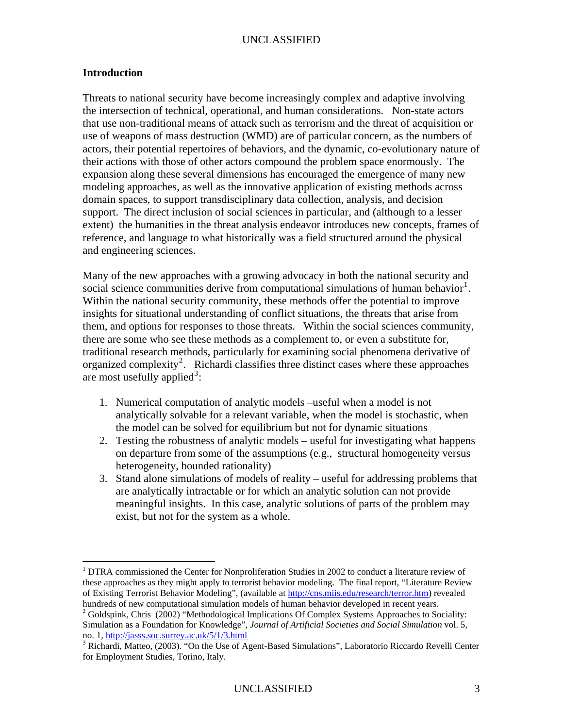## Introduction

Threats to national security have become increasingly complex and adaptive involving the intersection of technical, operational, and human considerations. Non-state actors that use non-traditional means of attack such as terrorism and the threat of acquisition or use of weapons of mass destruction (WMD) are of particular concern, as the numbers of actors, their potential repertoires of behaviors, and the dynamic, co-evolutionary nature of their actions with those of other actors compound the problem space enormously. The expansion along these several dimensions has encouraged the emergence of many new modeling approaches, as well as the innovative application of existing methods across domain spaces, to support transdisciplinary data collection, analysis, and decision support. The direct inclusion of social sciences in particular, and (although to a lesser extent) the humanities in the threat analysis endeavor introduces new concepts, frames of reference, and language to what historically was a field structured around the physical and engineering sciences.

Many of the new approaches with a growing advocacy in both the national security and social science communities derive from computational simulations of human behavior[1]. Within the national security community, these methods offer the potential to improve insights for situational understanding of conflict situations, the threats that arise from them, and options for responses to those threats. Within the social sciences community, there are some who see these methods as a complement to, or even a substitute for, traditional research methods, particularly for examining social phenomena derivative of organized complexity[2]. Richardi classifies three distinct cases where these approaches are most usefully applied[3]:

1. Numerical computation of analytic models –useful when a model is not analytically solvable for a relevant variable, when the model is stochastic, when the model can be solved for equilibrium but not for dynamic situations
2. Testing the robustness of analytic models – useful for investigating what happens on departure from some of the assumptions (e.g., structural homogeneity versus heterogeneity, bounded rationality)
3. Stand alone simulations of models of reality – useful for addressing problems that are analytically intractable or for which an analytic solution can not provide meaningful insights. In this case, analytic solutions of parts of the problem may exist, but not for the system as a whole.

---

[1] DTRA commissioned the Center for Nonproliferation Studies in 2002 to conduct a literature review of these approaches as they might apply to terrorist behavior modeling. The final report, "Literature Review of Existing Terrorist Behavior Modeling", (available at http://cns.miis.edu/research/terror.htm) revealed hundreds of new computational simulation models of human behavior developed in recent years.

[2] Goldspink, Chris (2002) "Methodological Implications Of Complex Systems Approaches to Sociality: Simulation as a Foundation for Knowledge", *Journal of Artificial Societies and Social Simulation* vol. 5, no. 1, http://jasss.soc.surrey.ac.uk/5/1/3.html

[3] Richardi, Matteo, (2003). "On the Use of Agent-Based Simulations", Laboratorio Riccardo Revelli Center for Employment Studies, Torino, Italy.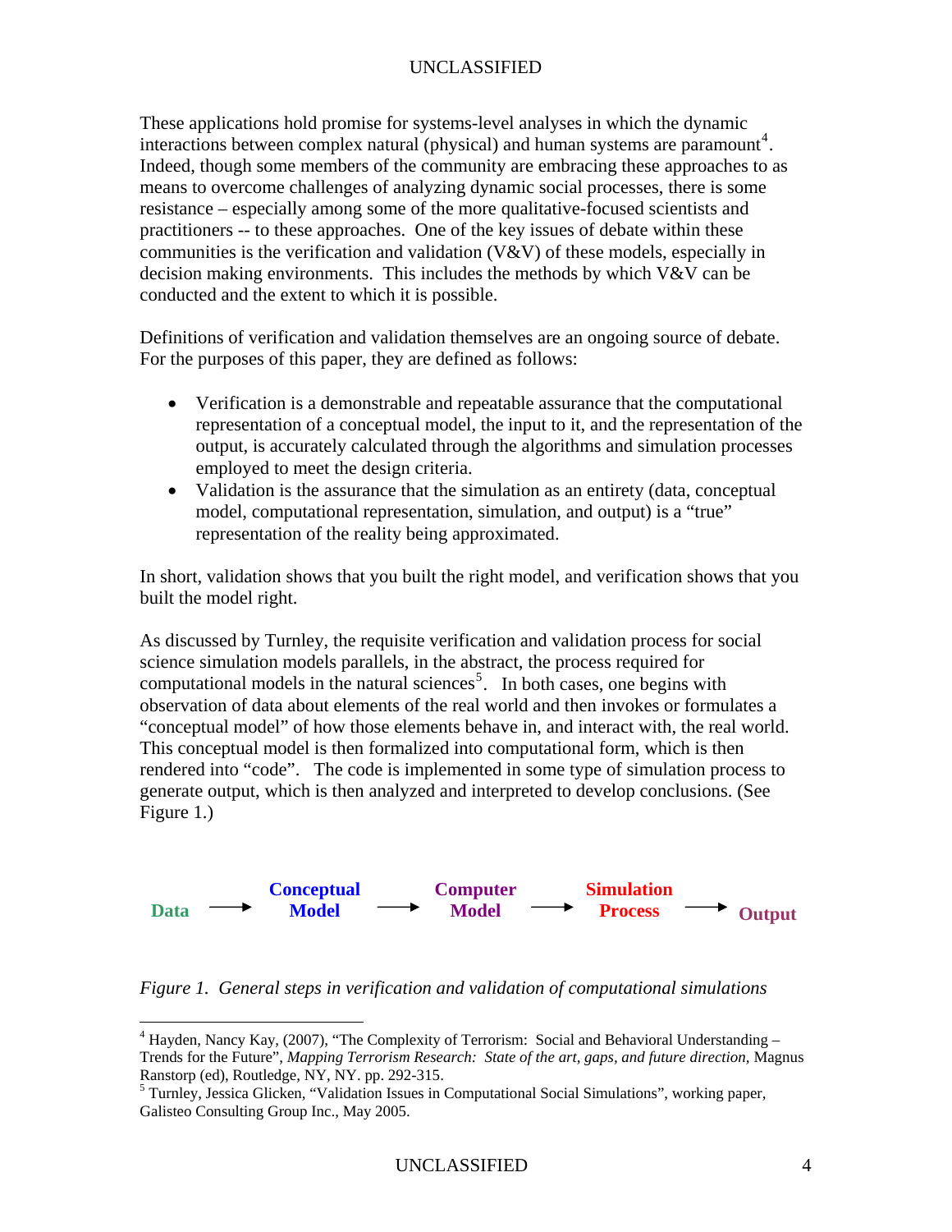These applications hold promise for systems-level analyses in which the dynamic interactions between complex natural (physical) and human systems are paramount[4]. Indeed, though some members of the community are embracing these approaches to as means to overcome challenges of analyzing dynamic social processes, there is some resistance – especially among some of the more qualitative-focused scientists and practitioners -- to these approaches. One of the key issues of debate within these communities is the verification and validation (V&V) of these models, especially in decision making environments. This includes the methods by which V&V can be conducted and the extent to which it is possible.

Definitions of verification and validation themselves are an ongoing source of debate. For the purposes of this paper, they are defined as follows:

- Verification is a demonstrable and repeatable assurance that the computational representation of a conceptual model, the input to it, and the representation of the output, is accurately calculated through the algorithms and simulation processes employed to meet the design criteria.
- Validation is the assurance that the simulation as an entirety (data, conceptual model, computational representation, simulation, and output) is a "true" representation of the reality being approximated.

In short, validation shows that you built the right model, and verification shows that you built the model right.

As discussed by Turnley, the requisite verification and validation process for social science simulation models parallels, in the abstract, the process required for computational models in the natural sciences[5]. In both cases, one begins with observation of data about elements of the real world and then invokes or formulates a "conceptual model" of how those elements behave in, and interact with, the real world. This conceptual model is then formalized into computational form, which is then rendered into "code". The code is implemented in some type of simulation process to generate output, which is then analyzed and interpreted to develop conclusions. (See Figure 1.)

**Data** → **Conceptual Model** → **Computer Model** → **Simulation Process** → **Output**

*Figure 1. General steps in verification and validation of computational simulations*

---

[4] Hayden, Nancy Kay, (2007), "The Complexity of Terrorism: Social and Behavioral Understanding – Trends for the Future", *Mapping Terrorism Research: State of the art, gaps, and future direction,* Magnus Ranstorp (ed), Routledge, NY, NY. pp. 292-315.

[5] Turnley, Jessica Glicken, "Validation Issues in Computational Social Simulations", working paper, Galisteo Consulting Group Inc., May 2005.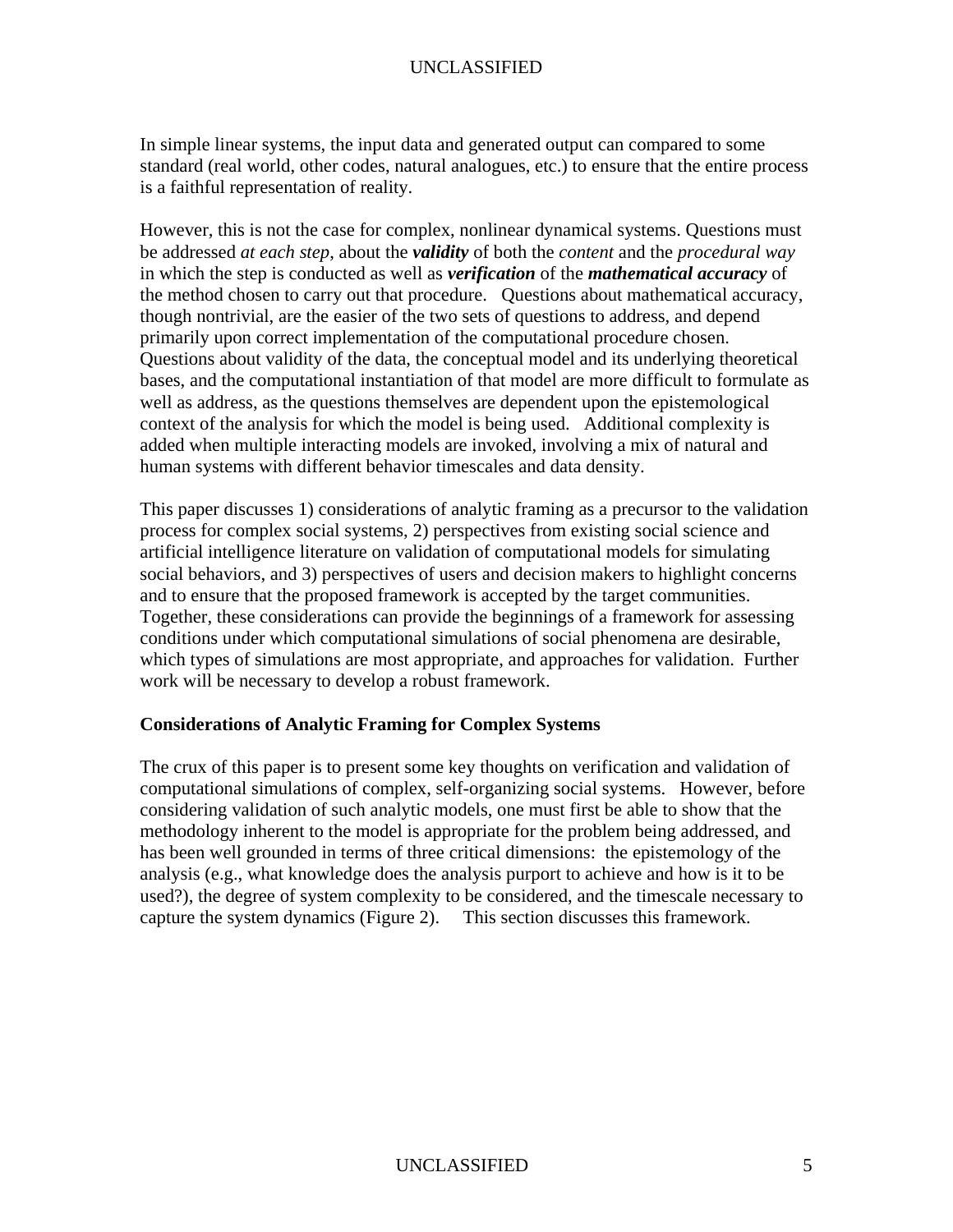In simple linear systems, the input data and generated output can compared to some standard (real world, other codes, natural analogues, etc.) to ensure that the entire process is a faithful representation of reality.

However, this is not the case for complex, nonlinear dynamical systems. Questions must be addressed *at each step*, about the ***validity*** of both the *content* and the *procedural way* in which the step is conducted as well as ***verification*** of the ***mathematical accuracy*** of the method chosen to carry out that procedure. Questions about mathematical accuracy, though nontrivial, are the easier of the two sets of questions to address, and depend primarily upon correct implementation of the computational procedure chosen. Questions about validity of the data, the conceptual model and its underlying theoretical bases, and the computational instantiation of that model are more difficult to formulate as well as address, as the questions themselves are dependent upon the epistemological context of the analysis for which the model is being used. Additional complexity is added when multiple interacting models are invoked, involving a mix of natural and human systems with different behavior timescales and data density.

This paper discusses 1) considerations of analytic framing as a precursor to the validation process for complex social systems, 2) perspectives from existing social science and artificial intelligence literature on validation of computational models for simulating social behaviors, and 3) perspectives of users and decision makers to highlight concerns and to ensure that the proposed framework is accepted by the target communities. Together, these considerations can provide the beginnings of a framework for assessing conditions under which computational simulations of social phenomena are desirable, which types of simulations are most appropriate, and approaches for validation. Further work will be necessary to develop a robust framework.

## Considerations of Analytic Framing for Complex Systems

The crux of this paper is to present some key thoughts on verification and validation of computational simulations of complex, self-organizing social systems. However, before considering validation of such analytic models, one must first be able to show that the methodology inherent to the model is appropriate for the problem being addressed, and has been well grounded in terms of three critical dimensions: the epistemology of the analysis (e.g., what knowledge does the analysis purport to achieve and how is it to be used?), the degree of system complexity to be considered, and the timescale necessary to capture the system dynamics (Figure 2). This section discusses this framework.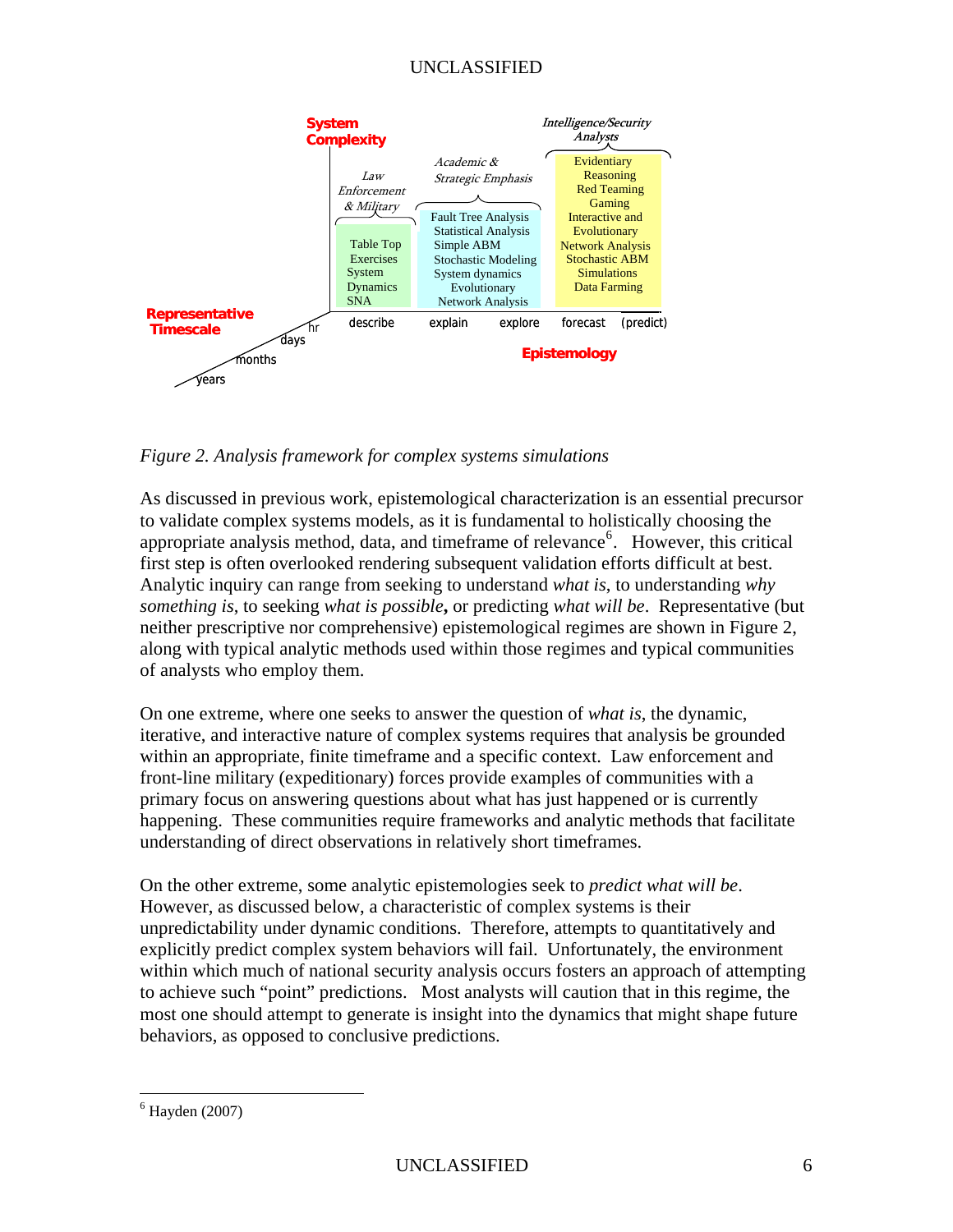*Figure 2. Analysis framework for complex systems simulations*

As discussed in previous work, epistemological characterization is an essential precursor to validate complex systems models, as it is fundamental to holistically choosing the appropriate analysis method, data, and timeframe of relevance[6]. However, this critical first step is often overlooked rendering subsequent validation efforts difficult at best. Analytic inquiry can range from seeking to understand *what is*, to understanding *why something is*, to seeking *what is possible***,** or predicting *what will be*. Representative (but neither prescriptive nor comprehensive) epistemological regimes are shown in Figure 2, along with typical analytic methods used within those regimes and typical communities of analysts who employ them.

On one extreme, where one seeks to answer the question of *what is*, the dynamic, iterative, and interactive nature of complex systems requires that analysis be grounded within an appropriate, finite timeframe and a specific context. Law enforcement and front-line military (expeditionary) forces provide examples of communities with a primary focus on answering questions about what has just happened or is currently happening. These communities require frameworks and analytic methods that facilitate understanding of direct observations in relatively short timeframes.

On the other extreme, some analytic epistemologies seek to *predict what will be*. However, as discussed below, a characteristic of complex systems is their unpredictability under dynamic conditions. Therefore, attempts to quantitatively and explicitly predict complex system behaviors will fail. Unfortunately, the environment within which much of national security analysis occurs fosters an approach of attempting to achieve such “point” predictions. Most analysts will caution that in this regime, the most one should attempt to generate is insight into the dynamics that might shape future behaviors, as opposed to conclusive predictions.

[6] Hayden (2007)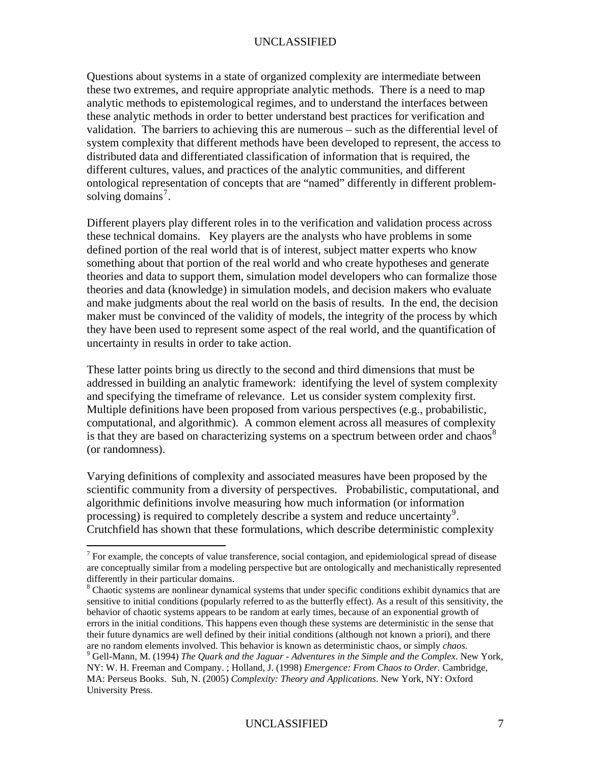Questions about systems in a state of organized complexity are intermediate between these two extremes, and require appropriate analytic methods. There is a need to map analytic methods to epistemological regimes, and to understand the interfaces between these analytic methods in order to better understand best practices for verification and validation. The barriers to achieving this are numerous – such as the differential level of system complexity that different methods have been developed to represent, the access to distributed data and differentiated classification of information that is required, the different cultures, values, and practices of the analytic communities, and different ontological representation of concepts that are "named" differently in different problem-solving domains[7].

Different players play different roles in to the verification and validation process across these technical domains. Key players are the analysts who have problems in some defined portion of the real world that is of interest, subject matter experts who know something about that portion of the real world and who create hypotheses and generate theories and data to support them, simulation model developers who can formalize those theories and data (knowledge) in simulation models, and decision makers who evaluate and make judgments about the real world on the basis of results. In the end, the decision maker must be convinced of the validity of models, the integrity of the process by which they have been used to represent some aspect of the real world, and the quantification of uncertainty in results in order to take action.

These latter points bring us directly to the second and third dimensions that must be addressed in building an analytic framework: identifying the level of system complexity and specifying the timeframe of relevance. Let us consider system complexity first. Multiple definitions have been proposed from various perspectives (e.g., probabilistic, computational, and algorithmic). A common element across all measures of complexity is that they are based on characterizing systems on a spectrum between order and chaos[8] (or randomness).

Varying definitions of complexity and associated measures have been proposed by the scientific community from a diversity of perspectives. Probabilistic, computational, and algorithmic definitions involve measuring how much information (or information processing) is required to completely describe a system and reduce uncertainty[9]. Crutchfield has shown that these formulations, which describe deterministic complexity

---

[7] For example, the concepts of value transference, social contagion, and epidemiological spread of disease are conceptually similar from a modeling perspective but are ontologically and mechanistically represented differently in their particular domains.

[8] Chaotic systems are nonlinear dynamical systems that under specific conditions exhibit dynamics that are sensitive to initial conditions (popularly referred to as the butterfly effect). As a result of this sensitivity, the behavior of chaotic systems appears to be random at early times, because of an exponential growth of errors in the initial conditions. This happens even though these systems are deterministic in the sense that their future dynamics are well defined by their initial conditions (although not known a priori), and there are no random elements involved. This behavior is known as deterministic chaos, or simply *chaos*.

[9] Gell-Mann, M. (1994) *The Quark and the Jaguar - Adventures in the Simple and the Complex*. New York, NY: W. H. Freeman and Company. ; Holland, J. (1998) *Emergence: From Chaos to Order*. Cambridge, MA: Perseus Books. Suh, N. (2005) *Complexity: Theory and Applications*. New York, NY: Oxford University Press.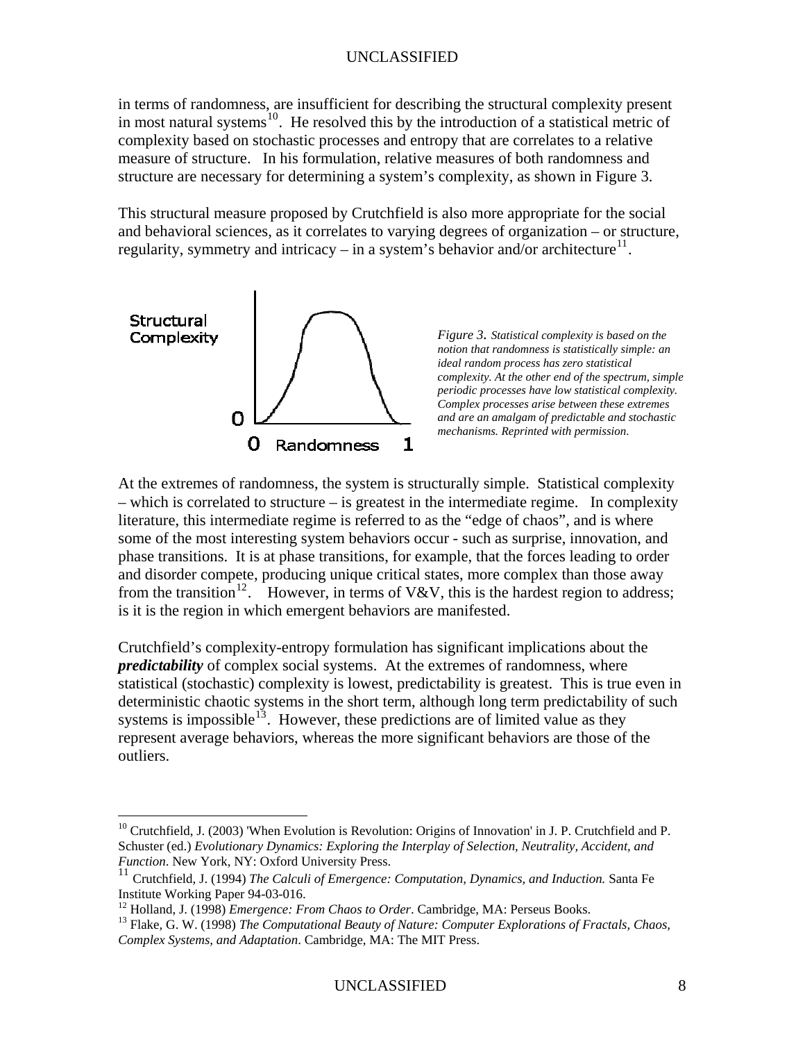in terms of randomness, are insufficient for describing the structural complexity present in most natural systems[10]. He resolved this by the introduction of a statistical metric of complexity based on stochastic processes and entropy that are correlates to a relative measure of structure. In his formulation, relative measures of both randomness and structure are necessary for determining a system's complexity, as shown in Figure 3.

This structural measure proposed by Crutchfield is also more appropriate for the social and behavioral sciences, as it correlates to varying degrees of organization – or structure, regularity, symmetry and intricacy – in a system's behavior and/or architecture[11].

*Figure 3. Statistical complexity is based on the notion that randomness is statistically simple: an ideal random process has zero statistical complexity. At the other end of the spectrum, simple periodic processes have low statistical complexity. Complex processes arise between these extremes and are an amalgam of predictable and stochastic mechanisms. Reprinted with permission.*

At the extremes of randomness, the system is structurally simple. Statistical complexity – which is correlated to structure – is greatest in the intermediate regime. In complexity literature, this intermediate regime is referred to as the "edge of chaos", and is where some of the most interesting system behaviors occur - such as surprise, innovation, and phase transitions. It is at phase transitions, for example, that the forces leading to order and disorder compete, producing unique critical states, more complex than those away from the transition[12]. However, in terms of V&V, this is the hardest region to address; is it is the region in which emergent behaviors are manifested.

Crutchfield's complexity-entropy formulation has significant implications about the ***predictability*** of complex social systems. At the extremes of randomness, where statistical (stochastic) complexity is lowest, predictability is greatest. This is true even in deterministic chaotic systems in the short term, although long term predictability of such systems is impossible[13]. However, these predictions are of limited value as they represent average behaviors, whereas the more significant behaviors are those of the outliers.

---

[10] Crutchfield, J. (2003) 'When Evolution is Revolution: Origins of Innovation' in J. P. Crutchfield and P. Schuster (ed.) *Evolutionary Dynamics: Exploring the Interplay of Selection, Neutrality, Accident, and Function*. New York, NY: Oxford University Press.

[11] Crutchfield, J. (1994) *The Calculi of Emergence: Computation, Dynamics, and Induction.* Santa Fe Institute Working Paper 94-03-016.

[12] Holland, J. (1998) *Emergence: From Chaos to Order*. Cambridge, MA: Perseus Books.

[13] Flake, G. W. (1998) *The Computational Beauty of Nature: Computer Explorations of Fractals, Chaos, Complex Systems, and Adaptation*. Cambridge, MA: The MIT Press.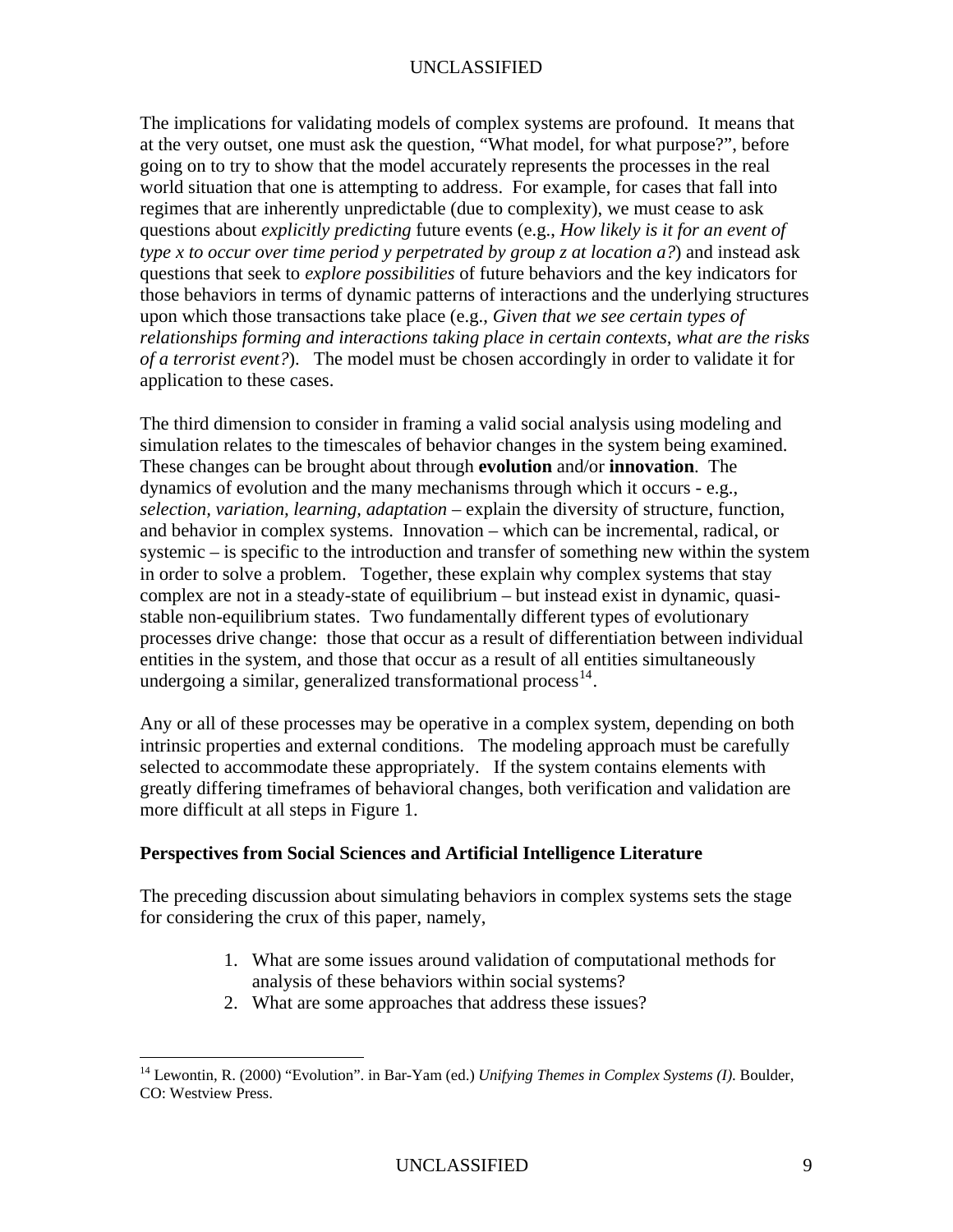The implications for validating models of complex systems are profound. It means that at the very outset, one must ask the question, "What model, for what purpose?", before going on to try to show that the model accurately represents the processes in the real world situation that one is attempting to address. For example, for cases that fall into regimes that are inherently unpredictable (due to complexity), we must cease to ask questions about *explicitly predicting* future events (e.g., *How likely is it for an event of type x to occur over time period y perpetrated by group z at location a?*) and instead ask questions that seek to *explore possibilities* of future behaviors and the key indicators for those behaviors in terms of dynamic patterns of interactions and the underlying structures upon which those transactions take place (e.g., *Given that we see certain types of relationships forming and interactions taking place in certain contexts, what are the risks of a terrorist event?*). The model must be chosen accordingly in order to validate it for application to these cases.

The third dimension to consider in framing a valid social analysis using modeling and simulation relates to the timescales of behavior changes in the system being examined. These changes can be brought about through **evolution** and/or **innovation**. The dynamics of evolution and the many mechanisms through which it occurs - e.g., *selection, variation, learning, adaptation* – explain the diversity of structure, function, and behavior in complex systems. Innovation – which can be incremental, radical, or systemic – is specific to the introduction and transfer of something new within the system in order to solve a problem. Together, these explain why complex systems that stay complex are not in a steady-state of equilibrium – but instead exist in dynamic, quasi-stable non-equilibrium states. Two fundamentally different types of evolutionary processes drive change: those that occur as a result of differentiation between individual entities in the system, and those that occur as a result of all entities simultaneously undergoing a similar, generalized transformational process[14].

Any or all of these processes may be operative in a complex system, depending on both intrinsic properties and external conditions. The modeling approach must be carefully selected to accommodate these appropriately. If the system contains elements with greatly differing timeframes of behavioral changes, both verification and validation are more difficult at all steps in Figure 1.

### Perspectives from Social Sciences and Artificial Intelligence Literature

The preceding discussion about simulating behaviors in complex systems sets the stage for considering the crux of this paper, namely,

1. What are some issues around validation of computational methods for analysis of these behaviors within social systems?
2. What are some approaches that address these issues?

[14] Lewontin, R. (2000) "Evolution". in Bar-Yam (ed.) *Unifying Themes in Complex Systems (I)*. Boulder, CO: Westview Press.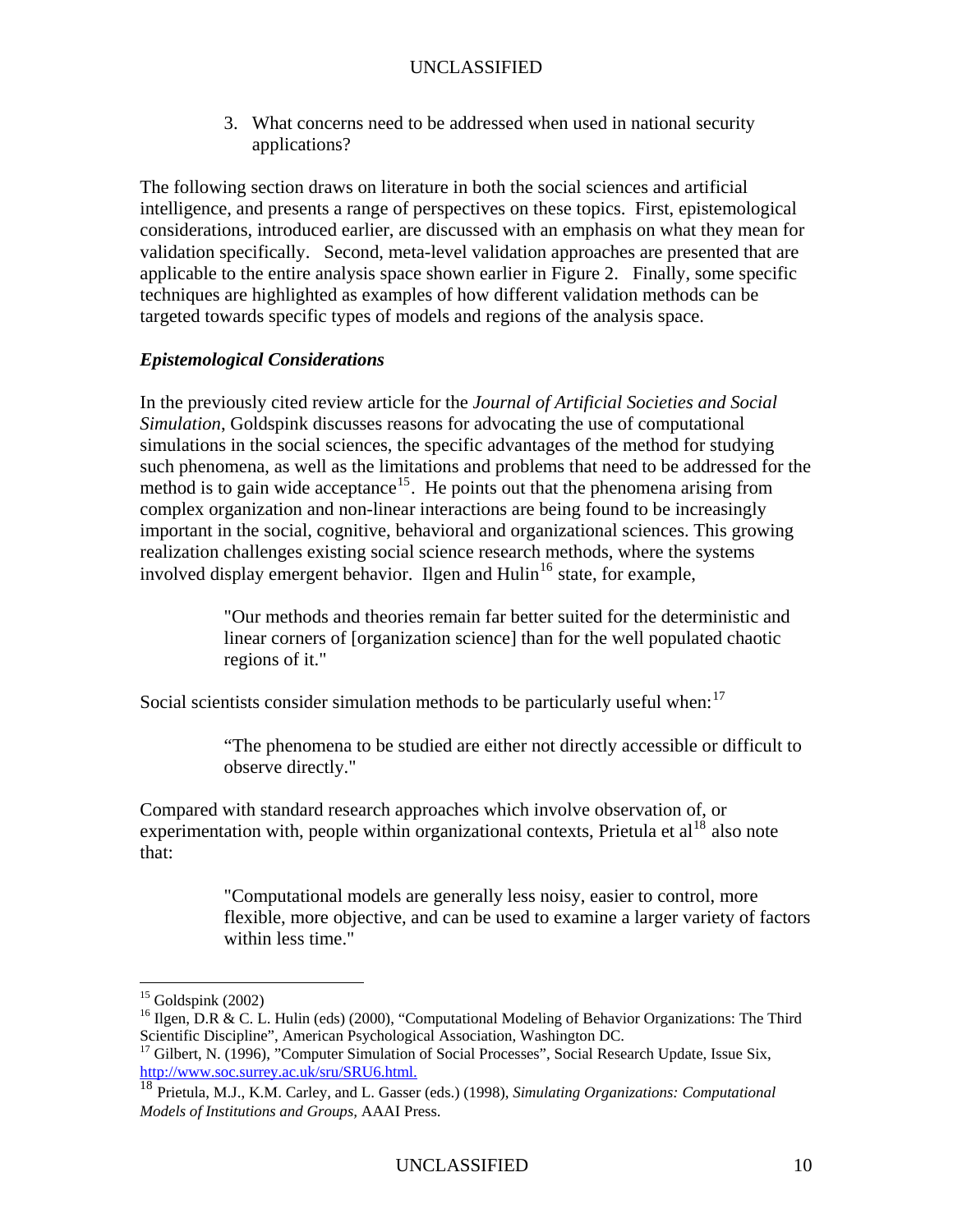3. What concerns need to be addressed when used in national security applications?

The following section draws on literature in both the social sciences and artificial intelligence, and presents a range of perspectives on these topics. First, epistemological considerations, introduced earlier, are discussed with an emphasis on what they mean for validation specifically. Second, meta-level validation approaches are presented that are applicable to the entire analysis space shown earlier in Figure 2. Finally, some specific techniques are highlighted as examples of how different validation methods can be targeted towards specific types of models and regions of the analysis space.

### *Epistemological Considerations*

In the previously cited review article for the *Journal of Artificial Societies and Social Simulation*, Goldspink discusses reasons for advocating the use of computational simulations in the social sciences, the specific advantages of the method for studying such phenomena, as well as the limitations and problems that need to be addressed for the method is to gain wide acceptance[15]. He points out that the phenomena arising from complex organization and non-linear interactions are being found to be increasingly important in the social, cognitive, behavioral and organizational sciences. This growing realization challenges existing social science research methods, where the systems involved display emergent behavior. Ilgen and Hulin[16] state, for example,

> "Our methods and theories remain far better suited for the deterministic and linear corners of [organization science] than for the well populated chaotic regions of it."

Social scientists consider simulation methods to be particularly useful when:[17]

> "The phenomena to be studied are either not directly accessible or difficult to observe directly."

Compared with standard research approaches which involve observation of, or experimentation with, people within organizational contexts, Prietula et al[18] also note that:

> "Computational models are generally less noisy, easier to control, more flexible, more objective, and can be used to examine a larger variety of factors within less time."

---

[15] Goldspink (2002)

[16] Ilgen, D.R & C. L. Hulin (eds) (2000), "Computational Modeling of Behavior Organizations: The Third Scientific Discipline", American Psychological Association, Washington DC.

[17] Gilbert, N. (1996), "Computer Simulation of Social Processes", Social Research Update, Issue Six, http://www.soc.surrey.ac.uk/sru/SRU6.html.

[18] Prietula, M.J., K.M. Carley, and L. Gasser (eds.) (1998), *Simulating Organizations: Computational Models of Institutions and Groups,* AAAI Press.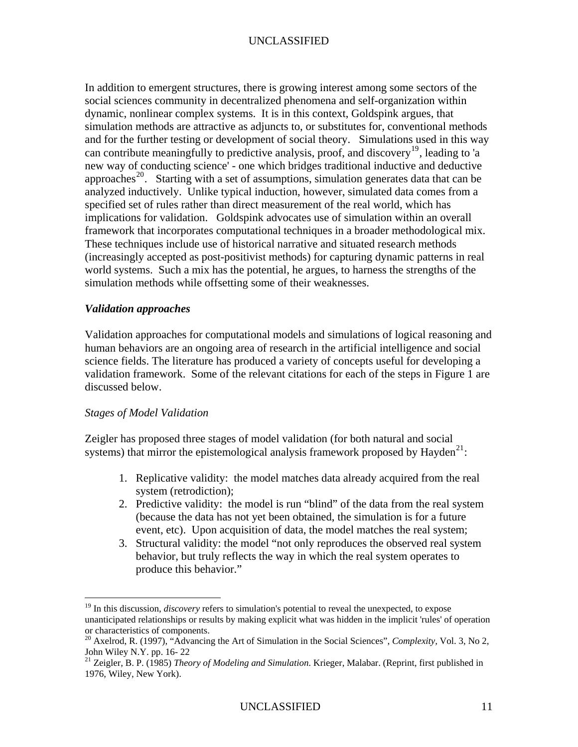In addition to emergent structures, there is growing interest among some sectors of the social sciences community in decentralized phenomena and self-organization within dynamic, nonlinear complex systems. It is in this context, Goldspink argues, that simulation methods are attractive as adjuncts to, or substitutes for, conventional methods and for the further testing or development of social theory. Simulations used in this way can contribute meaningfully to predictive analysis, proof, and discovery[19], leading to 'a new way of conducting science' - one which bridges traditional inductive and deductive approaches[20]. Starting with a set of assumptions, simulation generates data that can be analyzed inductively. Unlike typical induction, however, simulated data comes from a specified set of rules rather than direct measurement of the real world, which has implications for validation. Goldspink advocates use of simulation within an overall framework that incorporates computational techniques in a broader methodological mix. These techniques include use of historical narrative and situated research methods (increasingly accepted as post-positivist methods) for capturing dynamic patterns in real world systems. Such a mix has the potential, he argues, to harness the strengths of the simulation methods while offsetting some of their weaknesses.

### ***Validation approaches***

Validation approaches for computational models and simulations of logical reasoning and human behaviors are an ongoing area of research in the artificial intelligence and social science fields. The literature has produced a variety of concepts useful for developing a validation framework. Some of the relevant citations for each of the steps in Figure 1 are discussed below.

#### *Stages of Model Validation*

Zeigler has proposed three stages of model validation (for both natural and social systems) that mirror the epistemological analysis framework proposed by Hayden[21]:

1. Replicative validity: the model matches data already acquired from the real system (retrodiction);
2. Predictive validity: the model is run "blind" of the data from the real system (because the data has not yet been obtained, the simulation is for a future event, etc). Upon acquisition of data, the model matches the real system;
3. Structural validity: the model "not only reproduces the observed real system behavior, but truly reflects the way in which the real system operates to produce this behavior."

---

[19] In this discussion, *discovery* refers to simulation's potential to reveal the unexpected, to expose unanticipated relationships or results by making explicit what was hidden in the implicit 'rules' of operation or characteristics of components.

[20] Axelrod, R. (1997), "Advancing the Art of Simulation in the Social Sciences", *Complexity*, Vol. 3, No 2, John Wiley N.Y. pp. 16- 22

[21] Zeigler, B. P. (1985) *Theory of Modeling and Simulation.* Krieger, Malabar. (Reprint, first published in 1976, Wiley, New York).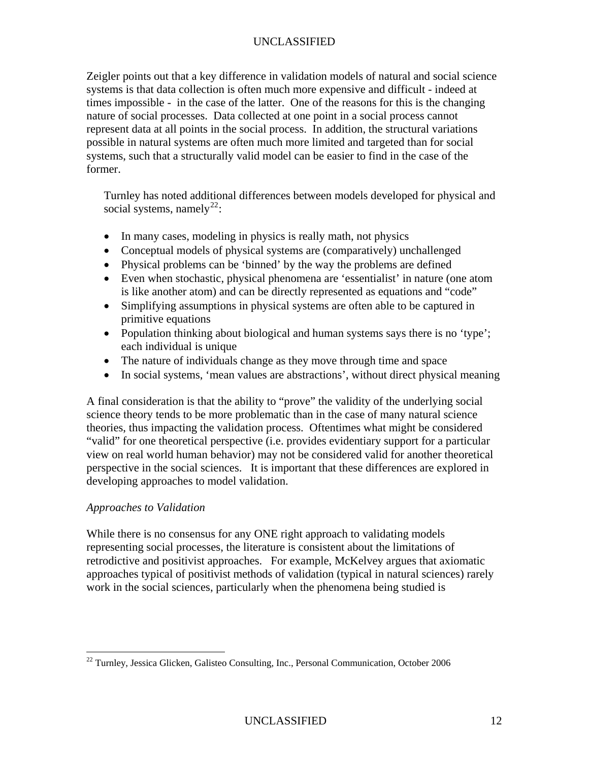Zeigler points out that a key difference in validation models of natural and social science systems is that data collection is often much more expensive and difficult - indeed at times impossible - in the case of the latter. One of the reasons for this is the changing nature of social processes. Data collected at one point in a social process cannot represent data at all points in the social process. In addition, the structural variations possible in natural systems are often much more limited and targeted than for social systems, such that a structurally valid model can be easier to find in the case of the former.

Turnley has noted additional differences between models developed for physical and social systems, namely[22]:

- In many cases, modeling in physics is really math, not physics
- Conceptual models of physical systems are (comparatively) unchallenged
- Physical problems can be 'binned' by the way the problems are defined
- Even when stochastic, physical phenomena are 'essentialist' in nature (one atom is like another atom) and can be directly represented as equations and "code"
- Simplifying assumptions in physical systems are often able to be captured in primitive equations
- Population thinking about biological and human systems says there is no 'type'; each individual is unique
- The nature of individuals change as they move through time and space
- In social systems, 'mean values are abstractions', without direct physical meaning

A final consideration is that the ability to "prove" the validity of the underlying social science theory tends to be more problematic than in the case of many natural science theories, thus impacting the validation process. Oftentimes what might be considered "valid" for one theoretical perspective (i.e. provides evidentiary support for a particular view on real world human behavior) may not be considered valid for another theoretical perspective in the social sciences. It is important that these differences are explored in developing approaches to model validation.

*Approaches to Validation*

While there is no consensus for any ONE right approach to validating models representing social processes, the literature is consistent about the limitations of retrodictive and positivist approaches. For example, McKelvey argues that axiomatic approaches typical of positivist methods of validation (typical in natural sciences) rarely work in the social sciences, particularly when the phenomena being studied is

[22] Turnley, Jessica Glicken, Galisteo Consulting, Inc., Personal Communication, October 2006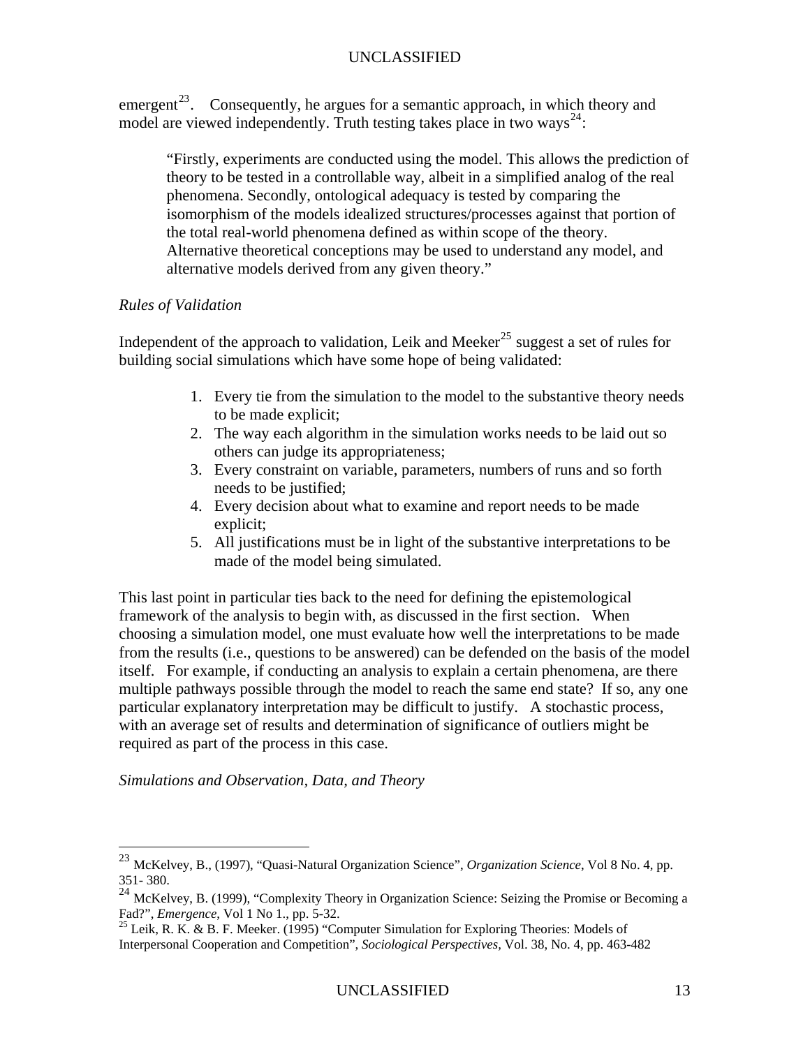emergent[23]. Consequently, he argues for a semantic approach, in which theory and model are viewed independently. Truth testing takes place in two ways[24]:

> "Firstly, experiments are conducted using the model. This allows the prediction of theory to be tested in a controllable way, albeit in a simplified analog of the real phenomena. Secondly, ontological adequacy is tested by comparing the isomorphism of the models idealized structures/processes against that portion of the total real-world phenomena defined as within scope of the theory. Alternative theoretical conceptions may be used to understand any model, and alternative models derived from any given theory."

*Rules of Validation*

Independent of the approach to validation, Leik and Meeker[25] suggest a set of rules for building social simulations which have some hope of being validated:

1. Every tie from the simulation to the model to the substantive theory needs to be made explicit;
2. The way each algorithm in the simulation works needs to be laid out so others can judge its appropriateness;
3. Every constraint on variable, parameters, numbers of runs and so forth needs to be justified;
4. Every decision about what to examine and report needs to be made explicit;
5. All justifications must be in light of the substantive interpretations to be made of the model being simulated.

This last point in particular ties back to the need for defining the epistemological framework of the analysis to begin with, as discussed in the first section. When choosing a simulation model, one must evaluate how well the interpretations to be made from the results (i.e., questions to be answered) can be defended on the basis of the model itself. For example, if conducting an analysis to explain a certain phenomena, are there multiple pathways possible through the model to reach the same end state? If so, any one particular explanatory interpretation may be difficult to justify. A stochastic process, with an average set of results and determination of significance of outliers might be required as part of the process in this case.

*Simulations and Observation, Data, and Theory*

---

[23] McKelvey, B., (1997), "Quasi-Natural Organization Science", *Organization Science*, Vol 8 No. 4, pp. 351- 380.

[24] McKelvey, B. (1999), "Complexity Theory in Organization Science: Seizing the Promise or Becoming a Fad?", *Emergence*, Vol 1 No 1., pp. 5-32.

[25] Leik, R. K. & B. F. Meeker. (1995) "Computer Simulation for Exploring Theories: Models of Interpersonal Cooperation and Competition", *Sociological Perspectives*, Vol. 38, No. 4, pp. 463-482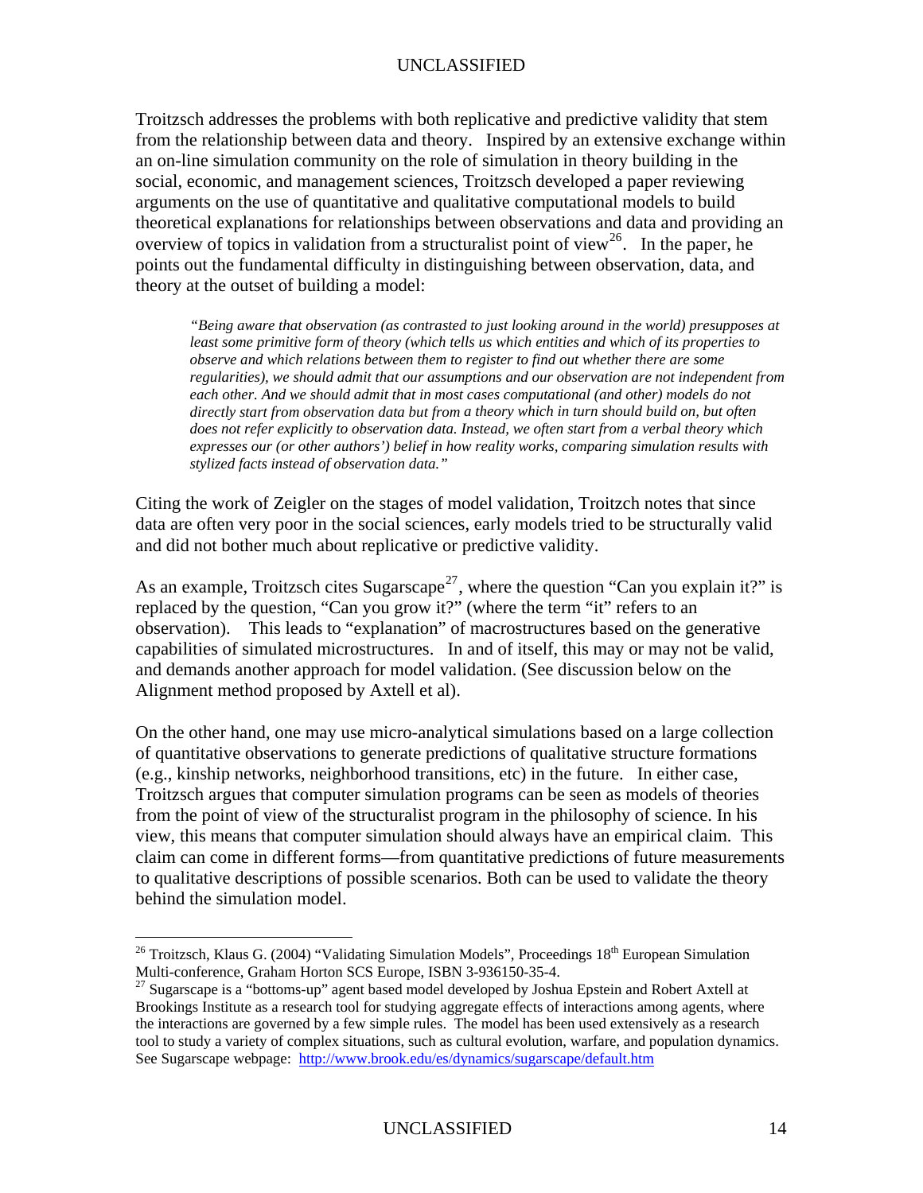Troitzsch addresses the problems with both replicative and predictive validity that stem from the relationship between data and theory. Inspired by an extensive exchange within an on-line simulation community on the role of simulation in theory building in the social, economic, and management sciences, Troitzsch developed a paper reviewing arguments on the use of quantitative and qualitative computational models to build theoretical explanations for relationships between observations and data and providing an overview of topics in validation from a structuralist point of view[26]. In the paper, he points out the fundamental difficulty in distinguishing between observation, data, and theory at the outset of building a model:

> *"Being aware that observation (as contrasted to just looking around in the world) presupposes at least some primitive form of theory (which tells us which entities and which of its properties to observe and which relations between them to register to find out whether there are some regularities), we should admit that our assumptions and our observation are not independent from each other. And we should admit that in most cases computational (and other) models do not directly start from observation data but from a theory which in turn should build on, but often does not refer explicitly to observation data. Instead, we often start from a verbal theory which expresses our (or other authors') belief in how reality works, comparing simulation results with stylized facts instead of observation data."*

Citing the work of Zeigler on the stages of model validation, Troitzch notes that since data are often very poor in the social sciences, early models tried to be structurally valid and did not bother much about replicative or predictive validity.

As an example, Troitzsch cites Sugarscape[27], where the question "Can you explain it?" is replaced by the question, "Can you grow it?" (where the term "it" refers to an observation). This leads to "explanation" of macrostructures based on the generative capabilities of simulated microstructures. In and of itself, this may or may not be valid, and demands another approach for model validation. (See discussion below on the Alignment method proposed by Axtell et al).

On the other hand, one may use micro-analytical simulations based on a large collection of quantitative observations to generate predictions of qualitative structure formations (e.g., kinship networks, neighborhood transitions, etc) in the future. In either case, Troitzsch argues that computer simulation programs can be seen as models of theories from the point of view of the structuralist program in the philosophy of science. In his view, this means that computer simulation should always have an empirical claim. This claim can come in different forms—from quantitative predictions of future measurements to qualitative descriptions of possible scenarios. Both can be used to validate the theory behind the simulation model.

---

[26] Troitzsch, Klaus G. (2004) "Validating Simulation Models", Proceedings 18th European Simulation Multi-conference, Graham Horton SCS Europe, ISBN 3-936150-35-4.

[27] Sugarscape is a "bottoms-up" agent based model developed by Joshua Epstein and Robert Axtell at Brookings Institute as a research tool for studying aggregate effects of interactions among agents, where the interactions are governed by a few simple rules. The model has been used extensively as a research tool to study a variety of complex situations, such as cultural evolution, warfare, and population dynamics. See Sugarscape webpage: http://www.brook.edu/es/dynamics/sugarscape/default.htm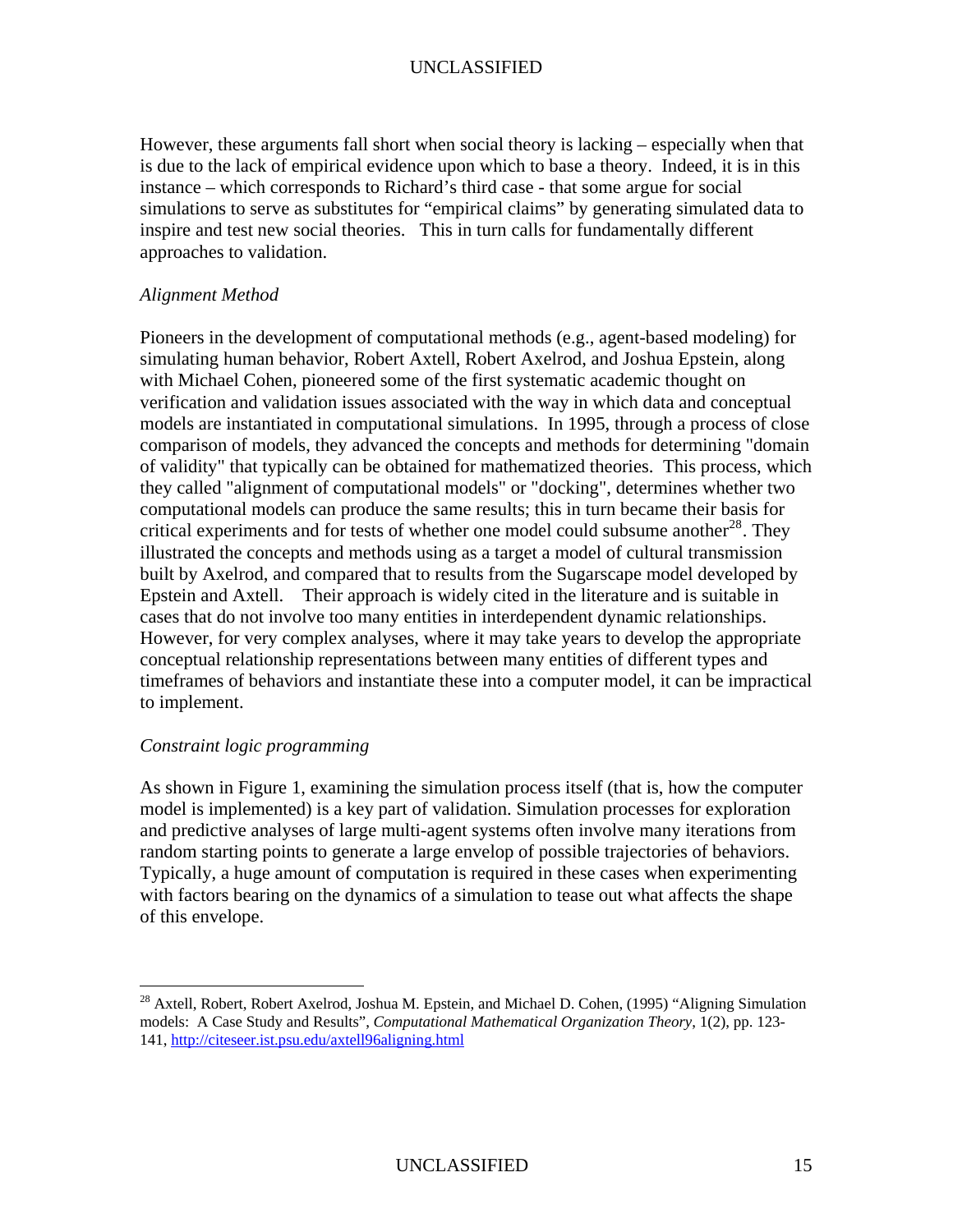However, these arguments fall short when social theory is lacking – especially when that is due to the lack of empirical evidence upon which to base a theory. Indeed, it is in this instance – which corresponds to Richard's third case - that some argue for social simulations to serve as substitutes for "empirical claims" by generating simulated data to inspire and test new social theories. This in turn calls for fundamentally different approaches to validation.

*Alignment Method*

Pioneers in the development of computational methods (e.g., agent-based modeling) for simulating human behavior, Robert Axtell, Robert Axelrod, and Joshua Epstein, along with Michael Cohen, pioneered some of the first systematic academic thought on verification and validation issues associated with the way in which data and conceptual models are instantiated in computational simulations. In 1995, through a process of close comparison of models, they advanced the concepts and methods for determining "domain of validity" that typically can be obtained for mathematized theories. This process, which they called "alignment of computational models" or "docking", determines whether two computational models can produce the same results; this in turn became their basis for critical experiments and for tests of whether one model could subsume another[28]. They illustrated the concepts and methods using as a target a model of cultural transmission built by Axelrod, and compared that to results from the Sugarscape model developed by Epstein and Axtell. Their approach is widely cited in the literature and is suitable in cases that do not involve too many entities in interdependent dynamic relationships. However, for very complex analyses, where it may take years to develop the appropriate conceptual relationship representations between many entities of different types and timeframes of behaviors and instantiate these into a computer model, it can be impractical to implement.

*Constraint logic programming*

As shown in Figure 1, examining the simulation process itself (that is, how the computer model is implemented) is a key part of validation. Simulation processes for exploration and predictive analyses of large multi-agent systems often involve many iterations from random starting points to generate a large envelop of possible trajectories of behaviors. Typically, a huge amount of computation is required in these cases when experimenting with factors bearing on the dynamics of a simulation to tease out what affects the shape of this envelope.

---

[28] Axtell, Robert, Robert Axelrod, Joshua M. Epstein, and Michael D. Cohen, (1995) "Aligning Simulation models: A Case Study and Results", *Computational Mathematical Organization Theory*, 1(2), pp. 123-141, http://citeseer.ist.psu.edu/axtell96aligning.html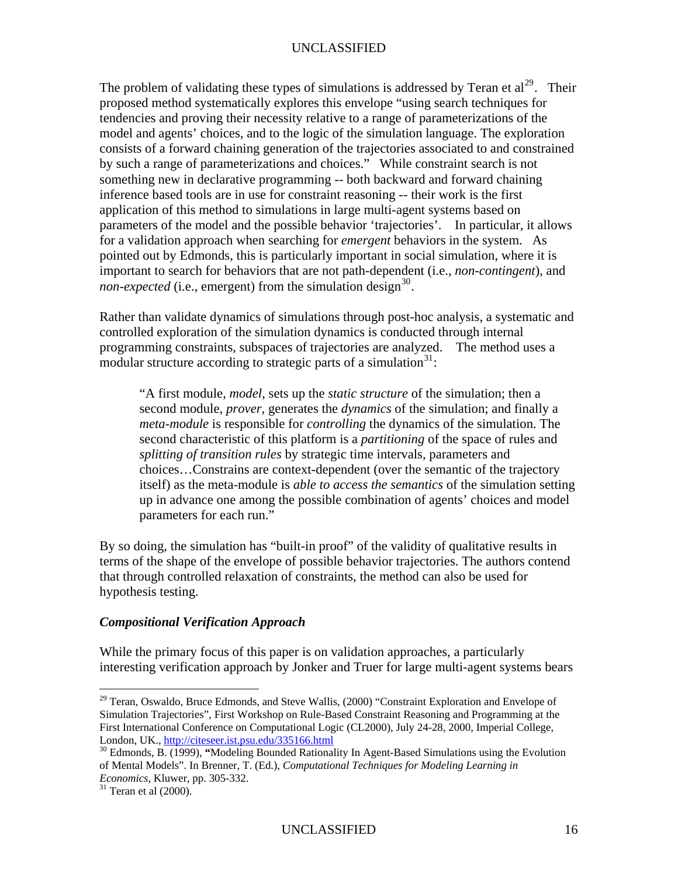The problem of validating these types of simulations is addressed by Teran et al[29]. Their proposed method systematically explores this envelope "using search techniques for tendencies and proving their necessity relative to a range of parameterizations of the model and agents' choices, and to the logic of the simulation language. The exploration consists of a forward chaining generation of the trajectories associated to and constrained by such a range of parameterizations and choices." While constraint search is not something new in declarative programming -- both backward and forward chaining inference based tools are in use for constraint reasoning -- their work is the first application of this method to simulations in large multi-agent systems based on parameters of the model and the possible behavior 'trajectories'. In particular, it allows for a validation approach when searching for *emergent* behaviors in the system. As pointed out by Edmonds, this is particularly important in social simulation, where it is important to search for behaviors that are not path-dependent (i.e., *non-contingent*), and *non-expected* (i.e., emergent) from the simulation design[30].

Rather than validate dynamics of simulations through post-hoc analysis, a systematic and controlled exploration of the simulation dynamics is conducted through internal programming constraints, subspaces of trajectories are analyzed. The method uses a modular structure according to strategic parts of a simulation[31]:

> "A first module, *model*, sets up the *static structure* of the simulation; then a second module, *prover*, generates the *dynamics* of the simulation; and finally a *meta-module* is responsible for *controlling* the dynamics of the simulation. The second characteristic of this platform is a *partitioning* of the space of rules and *splitting of transition rules* by strategic time intervals, parameters and choices…Constrains are context-dependent (over the semantic of the trajectory itself) as the meta-module is *able to access the semantics* of the simulation setting up in advance one among the possible combination of agents' choices and model parameters for each run."

By so doing, the simulation has "built-in proof" of the validity of qualitative results in terms of the shape of the envelope of possible behavior trajectories. The authors contend that through controlled relaxation of constraints, the method can also be used for hypothesis testing.

### *Compositional Verification Approach*

While the primary focus of this paper is on validation approaches, a particularly interesting verification approach by Jonker and Truer for large multi-agent systems bears

---

[29] Teran, Oswaldo, Bruce Edmonds, and Steve Wallis, (2000) "Constraint Exploration and Envelope of Simulation Trajectories", First Workshop on Rule-Based Constraint Reasoning and Programming at the First International Conference on Computational Logic (CL2000), July 24-28, 2000, Imperial College, London, UK., http://citeseer.ist.psu.edu/335166.html

[30] Edmonds, B. (1999), **"**Modeling Bounded Rationality In Agent-Based Simulations using the Evolution of Mental Models". In Brenner, T. (Ed.), *Computational Techniques for Modeling Learning in Economics*, Kluwer, pp. 305-332.

[31] Teran et al (2000).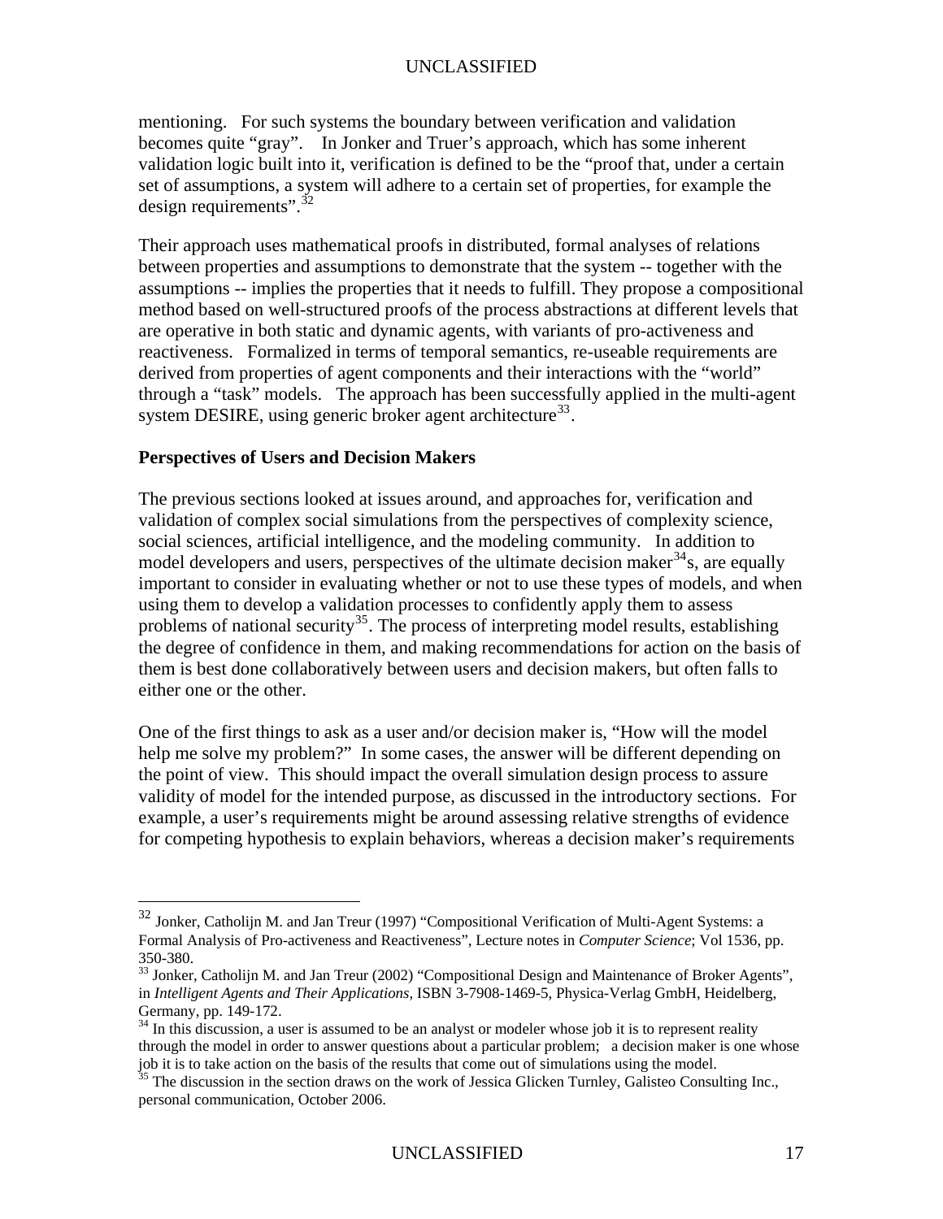mentioning. For such systems the boundary between verification and validation becomes quite "gray". In Jonker and Truer's approach, which has some inherent validation logic built into it, verification is defined to be the "proof that, under a certain set of assumptions, a system will adhere to a certain set of properties, for example the design requirements".[32]

Their approach uses mathematical proofs in distributed, formal analyses of relations between properties and assumptions to demonstrate that the system -- together with the assumptions -- implies the properties that it needs to fulfill. They propose a compositional method based on well-structured proofs of the process abstractions at different levels that are operative in both static and dynamic agents, with variants of pro-activeness and reactiveness. Formalized in terms of temporal semantics, re-useable requirements are derived from properties of agent components and their interactions with the "world" through a "task" models. The approach has been successfully applied in the multi-agent system DESIRE, using generic broker agent architecture[33].

**Perspectives of Users and Decision Makers**

The previous sections looked at issues around, and approaches for, verification and validation of complex social simulations from the perspectives of complexity science, social sciences, artificial intelligence, and the modeling community. In addition to model developers and users, perspectives of the ultimate decision maker[34]s, are equally important to consider in evaluating whether or not to use these types of models, and when using them to develop a validation processes to confidently apply them to assess problems of national security[35]. The process of interpreting model results, establishing the degree of confidence in them, and making recommendations for action on the basis of them is best done collaboratively between users and decision makers, but often falls to either one or the other.

One of the first things to ask as a user and/or decision maker is, "How will the model help me solve my problem?" In some cases, the answer will be different depending on the point of view. This should impact the overall simulation design process to assure validity of model for the intended purpose, as discussed in the introductory sections. For example, a user's requirements might be around assessing relative strengths of evidence for competing hypothesis to explain behaviors, whereas a decision maker's requirements

---

[32] Jonker, Catholijn M. and Jan Treur (1997) "Compositional Verification of Multi-Agent Systems: a Formal Analysis of Pro-activeness and Reactiveness", Lecture notes in *Computer Science*; Vol 1536, pp. 350-380.

[33] Jonker, Catholijn M. and Jan Treur (2002) "Compositional Design and Maintenance of Broker Agents", in *Intelligent Agents and Their Applications*, ISBN 3-7908-1469-5, Physica-Verlag GmbH, Heidelberg, Germany, pp. 149-172.

[34] In this discussion, a user is assumed to be an analyst or modeler whose job it is to represent reality through the model in order to answer questions about a particular problem; a decision maker is one whose job it is to take action on the basis of the results that come out of simulations using the model.

[35] The discussion in the section draws on the work of Jessica Glicken Turnley, Galisteo Consulting Inc., personal communication, October 2006.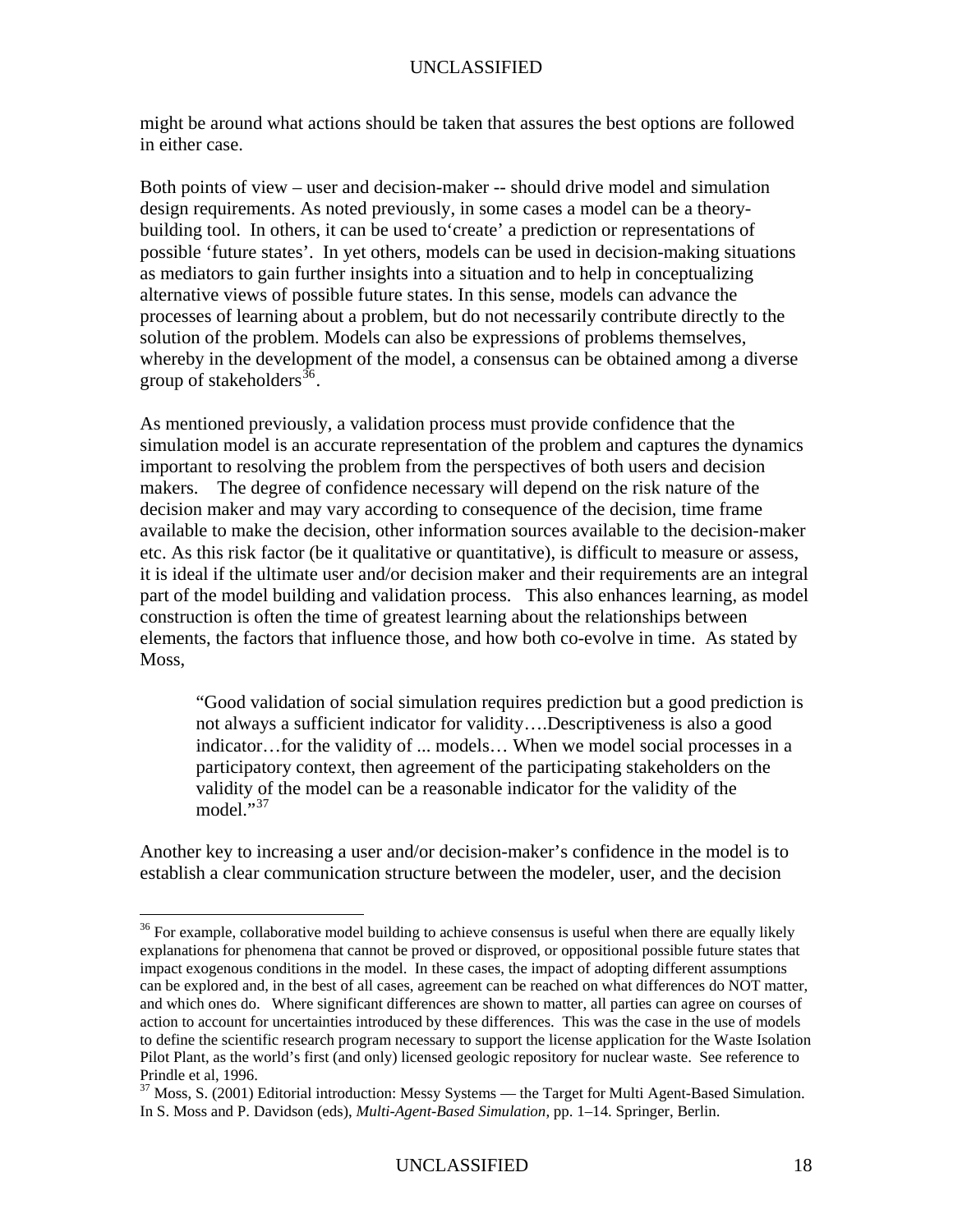might be around what actions should be taken that assures the best options are followed in either case.

Both points of view – user and decision-maker -- should drive model and simulation design requirements. As noted previously, in some cases a model can be a theory-building tool. In others, it can be used to'create' a prediction or representations of possible 'future states'. In yet others, models can be used in decision-making situations as mediators to gain further insights into a situation and to help in conceptualizing alternative views of possible future states. In this sense, models can advance the processes of learning about a problem, but do not necessarily contribute directly to the solution of the problem. Models can also be expressions of problems themselves, whereby in the development of the model, a consensus can be obtained among a diverse group of stakeholders[36].

As mentioned previously, a validation process must provide confidence that the simulation model is an accurate representation of the problem and captures the dynamics important to resolving the problem from the perspectives of both users and decision makers. The degree of confidence necessary will depend on the risk nature of the decision maker and may vary according to consequence of the decision, time frame available to make the decision, other information sources available to the decision-maker etc. As this risk factor (be it qualitative or quantitative), is difficult to measure or assess, it is ideal if the ultimate user and/or decision maker and their requirements are an integral part of the model building and validation process. This also enhances learning, as model construction is often the time of greatest learning about the relationships between elements, the factors that influence those, and how both co-evolve in time. As stated by Moss,

> "Good validation of social simulation requires prediction but a good prediction is not always a sufficient indicator for validity….Descriptiveness is also a good indicator…for the validity of ... models… When we model social processes in a participatory context, then agreement of the participating stakeholders on the validity of the model can be a reasonable indicator for the validity of the model."[37]

Another key to increasing a user and/or decision-maker's confidence in the model is to establish a clear communication structure between the modeler, user, and the decision

---

[36] For example, collaborative model building to achieve consensus is useful when there are equally likely explanations for phenomena that cannot be proved or disproved, or oppositional possible future states that impact exogenous conditions in the model. In these cases, the impact of adopting different assumptions can be explored and, in the best of all cases, agreement can be reached on what differences do NOT matter, and which ones do. Where significant differences are shown to matter, all parties can agree on courses of action to account for uncertainties introduced by these differences. This was the case in the use of models to define the scientific research program necessary to support the license application for the Waste Isolation Pilot Plant, as the world's first (and only) licensed geologic repository for nuclear waste. See reference to Prindle et al, 1996.

[37] Moss, S. (2001) Editorial introduction: Messy Systems — the Target for Multi Agent-Based Simulation. In S. Moss and P. Davidson (eds), *Multi-Agent-Based Simulation*, pp. 1–14. Springer, Berlin.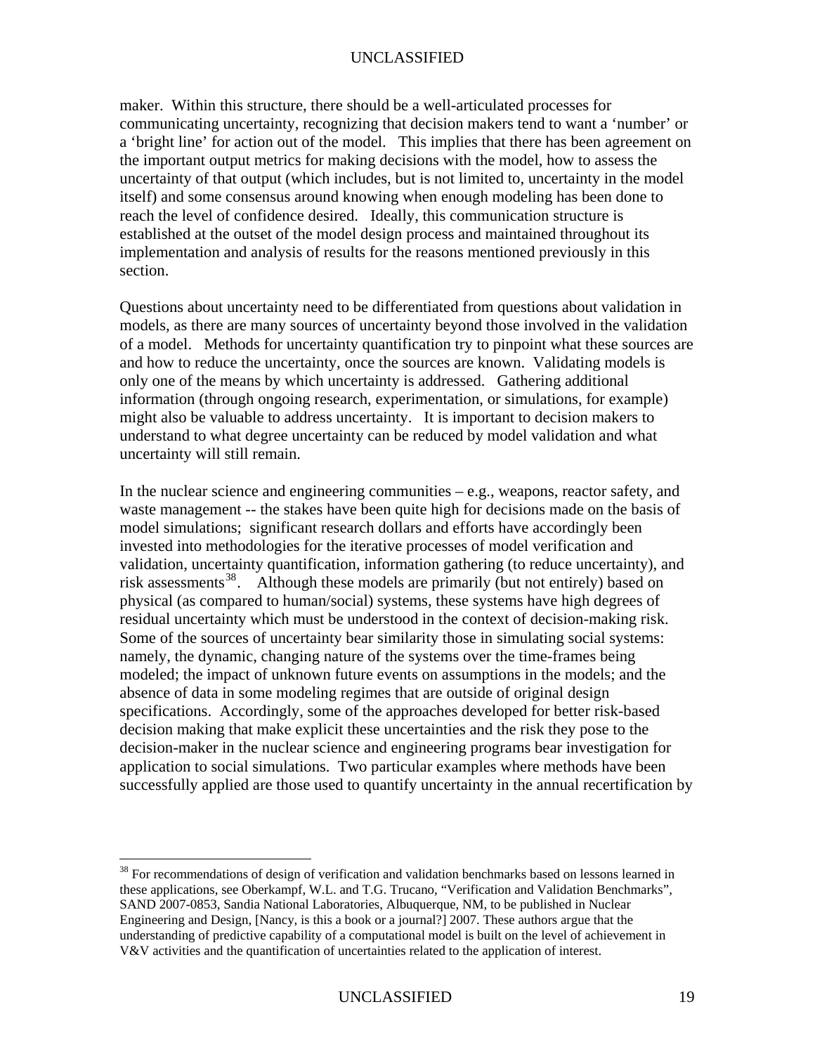maker. Within this structure, there should be a well-articulated processes for communicating uncertainty, recognizing that decision makers tend to want a 'number' or a 'bright line' for action out of the model. This implies that there has been agreement on the important output metrics for making decisions with the model, how to assess the uncertainty of that output (which includes, but is not limited to, uncertainty in the model itself) and some consensus around knowing when enough modeling has been done to reach the level of confidence desired. Ideally, this communication structure is established at the outset of the model design process and maintained throughout its implementation and analysis of results for the reasons mentioned previously in this section.

Questions about uncertainty need to be differentiated from questions about validation in models, as there are many sources of uncertainty beyond those involved in the validation of a model. Methods for uncertainty quantification try to pinpoint what these sources are and how to reduce the uncertainty, once the sources are known. Validating models is only one of the means by which uncertainty is addressed. Gathering additional information (through ongoing research, experimentation, or simulations, for example) might also be valuable to address uncertainty. It is important to decision makers to understand to what degree uncertainty can be reduced by model validation and what uncertainty will still remain.

In the nuclear science and engineering communities – e.g., weapons, reactor safety, and waste management -- the stakes have been quite high for decisions made on the basis of model simulations; significant research dollars and efforts have accordingly been invested into methodologies for the iterative processes of model verification and validation, uncertainty quantification, information gathering (to reduce uncertainty), and risk assessments[38]. Although these models are primarily (but not entirely) based on physical (as compared to human/social) systems, these systems have high degrees of residual uncertainty which must be understood in the context of decision-making risk. Some of the sources of uncertainty bear similarity those in simulating social systems: namely, the dynamic, changing nature of the systems over the time-frames being modeled; the impact of unknown future events on assumptions in the models; and the absence of data in some modeling regimes that are outside of original design specifications. Accordingly, some of the approaches developed for better risk-based decision making that make explicit these uncertainties and the risk they pose to the decision-maker in the nuclear science and engineering programs bear investigation for application to social simulations. Two particular examples where methods have been successfully applied are those used to quantify uncertainty in the annual recertification by

[38] For recommendations of design of verification and validation benchmarks based on lessons learned in these applications, see Oberkampf, W.L. and T.G. Trucano, "Verification and Validation Benchmarks", SAND 2007-0853, Sandia National Laboratories, Albuquerque, NM, to be published in Nuclear Engineering and Design, [Nancy, is this a book or a journal?] 2007. These authors argue that the understanding of predictive capability of a computational model is built on the level of achievement in V&V activities and the quantification of uncertainties related to the application of interest.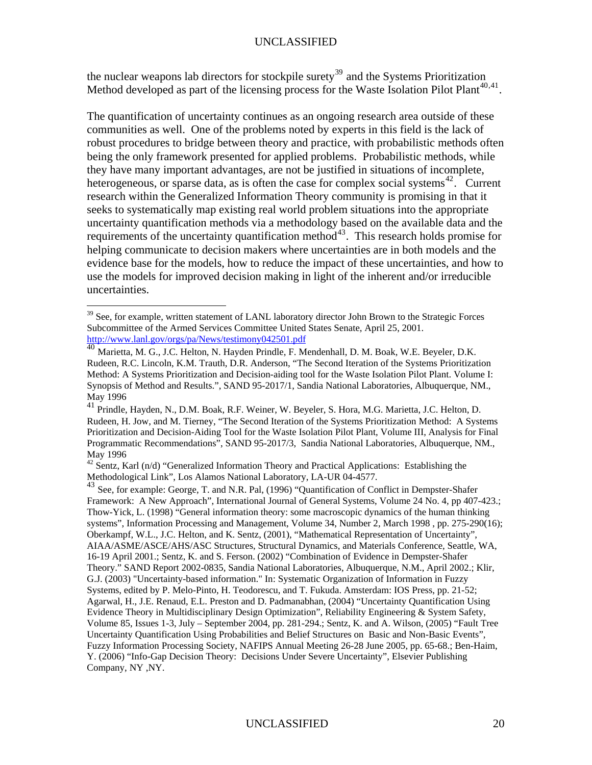the nuclear weapons lab directors for stockpile surety[39] and the Systems Prioritization Method developed as part of the licensing process for the Waste Isolation Pilot Plant[40,41].

The quantification of uncertainty continues as an ongoing research area outside of these communities as well. One of the problems noted by experts in this field is the lack of robust procedures to bridge between theory and practice, with probabilistic methods often being the only framework presented for applied problems. Probabilistic methods, while they have many important advantages, are not be justified in situations of incomplete, heterogeneous, or sparse data, as is often the case for complex social systems[42]. Current research within the Generalized Information Theory community is promising in that it seeks to systematically map existing real world problem situations into the appropriate uncertainty quantification methods via a methodology based on the available data and the requirements of the uncertainty quantification method[43]. This research holds promise for helping communicate to decision makers where uncertainties are in both models and the evidence base for the models, how to reduce the impact of these uncertainties, and how to use the models for improved decision making in light of the inherent and/or irreducible uncertainties.

---

[39] See, for example, written statement of LANL laboratory director John Brown to the Strategic Forces Subcommittee of the Armed Services Committee United States Senate, April 25, 2001. http://www.lanl.gov/orgs/pa/News/testimony042501.pdf

[40] Marietta, M. G., J.C. Helton, N. Hayden Prindle, F. Mendenhall, D. M. Boak, W.E. Beyeler, D.K. Rudeen, R.C. Lincoln, K.M. Trauth, D.R. Anderson, "The Second Iteration of the Systems Prioritization Method: A Systems Prioritization and Decision-aiding tool for the Waste Isolation Pilot Plant. Volume I: Synopsis of Method and Results.", SAND 95-2017/1, Sandia National Laboratories, Albuquerque, NM., May 1996

[41] Prindle, Hayden, N., D.M. Boak, R.F. Weiner, W. Beyeler, S. Hora, M.G. Marietta, J.C. Helton, D. Rudeen, H. Jow, and M. Tierney, "The Second Iteration of the Systems Prioritization Method: A Systems Prioritization and Decision-Aiding Tool for the Waste Isolation Pilot Plant, Volume III, Analysis for Final Programmatic Recommendations", SAND 95-2017/3, Sandia National Laboratories, Albuquerque, NM., May 1996

[42] Sentz, Karl (n/d) "Generalized Information Theory and Practical Applications: Establishing the Methodological Link", Los Alamos National Laboratory, LA-UR 04-4577.

[43] See, for example: George, T. and N.R. Pal, (1996) "Quantification of Conflict in Dempster-Shafer Framework: A New Approach", International Journal of General Systems, Volume 24 No. 4, pp 407-423.; Thow-Yick, L. (1998) "General information theory: some macroscopic dynamics of the human thinking systems", Information Processing and Management, Volume 34, Number 2, March 1998 , pp. 275-290(16); Oberkampf, W.L., J.C. Helton, and K. Sentz, (2001), "Mathematical Representation of Uncertainty", AIAA/ASME/ASCE/AHS/ASC Structures, Structural Dynamics, and Materials Conference, Seattle, WA, 16-19 April 2001.; Sentz, K. and S. Ferson. (2002) "Combination of Evidence in Dempster-Shafer Theory." SAND Report 2002-0835, Sandia National Laboratories, Albuquerque, N.M., April 2002.; Klir, G.J. (2003) "Uncertainty-based information." In: Systematic Organization of Information in Fuzzy Systems, edited by P. Melo-Pinto, H. Teodorescu, and T. Fukuda. Amsterdam: IOS Press, pp. 21-52; Agarwal, H., J.E. Renaud, E.L. Preston and D. Padmanabhan, (2004) "Uncertainty Quantification Using Evidence Theory in Multidisciplinary Design Optimization", Reliability Engineering & System Safety, Volume 85, Issues 1-3, July – September 2004, pp. 281-294.; Sentz, K. and A. Wilson, (2005) "Fault Tree Uncertainty Quantification Using Probabilities and Belief Structures on Basic and Non-Basic Events", Fuzzy Information Processing Society, NAFIPS Annual Meeting 26-28 June 2005, pp. 65-68.; Ben-Haim, Y. (2006) "Info-Gap Decision Theory: Decisions Under Severe Uncertainty", Elsevier Publishing Company, NY ,NY.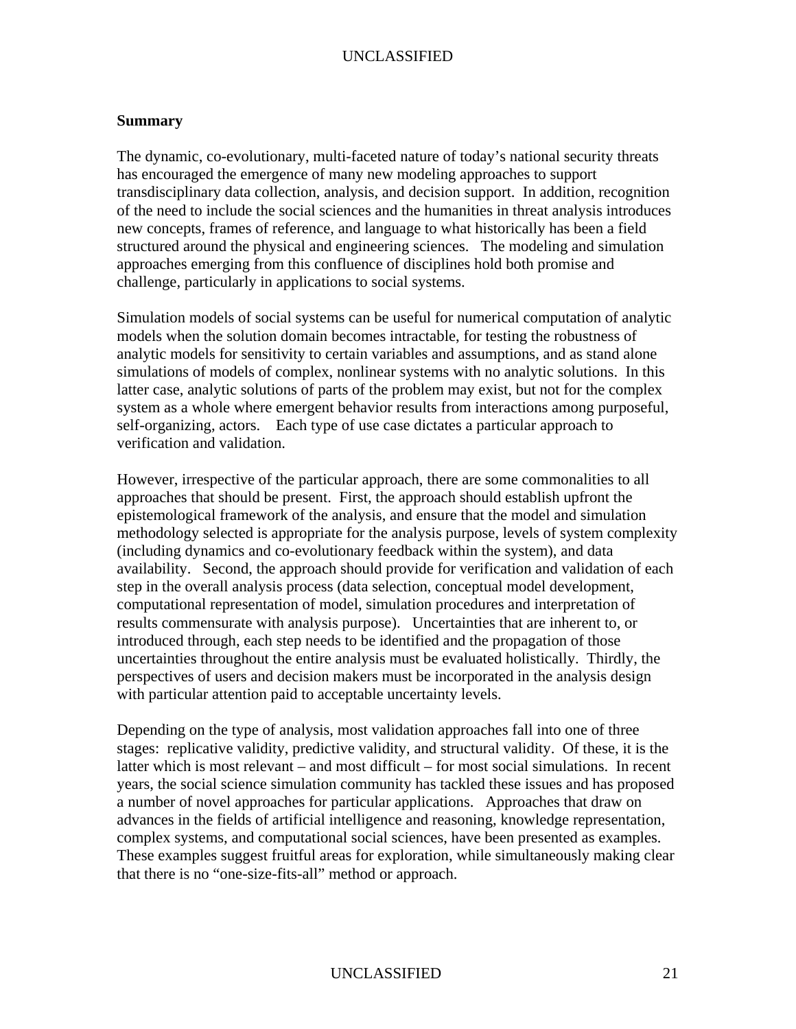## Summary

The dynamic, co-evolutionary, multi-faceted nature of today's national security threats has encouraged the emergence of many new modeling approaches to support transdisciplinary data collection, analysis, and decision support. In addition, recognition of the need to include the social sciences and the humanities in threat analysis introduces new concepts, frames of reference, and language to what historically has been a field structured around the physical and engineering sciences. The modeling and simulation approaches emerging from this confluence of disciplines hold both promise and challenge, particularly in applications to social systems.

Simulation models of social systems can be useful for numerical computation of analytic models when the solution domain becomes intractable, for testing the robustness of analytic models for sensitivity to certain variables and assumptions, and as stand alone simulations of models of complex, nonlinear systems with no analytic solutions. In this latter case, analytic solutions of parts of the problem may exist, but not for the complex system as a whole where emergent behavior results from interactions among purposeful, self-organizing, actors. Each type of use case dictates a particular approach to verification and validation.

However, irrespective of the particular approach, there are some commonalities to all approaches that should be present. First, the approach should establish upfront the epistemological framework of the analysis, and ensure that the model and simulation methodology selected is appropriate for the analysis purpose, levels of system complexity (including dynamics and co-evolutionary feedback within the system), and data availability. Second, the approach should provide for verification and validation of each step in the overall analysis process (data selection, conceptual model development, computational representation of model, simulation procedures and interpretation of results commensurate with analysis purpose). Uncertainties that are inherent to, or introduced through, each step needs to be identified and the propagation of those uncertainties throughout the entire analysis must be evaluated holistically. Thirdly, the perspectives of users and decision makers must be incorporated in the analysis design with particular attention paid to acceptable uncertainty levels.

Depending on the type of analysis, most validation approaches fall into one of three stages: replicative validity, predictive validity, and structural validity. Of these, it is the latter which is most relevant – and most difficult – for most social simulations. In recent years, the social science simulation community has tackled these issues and has proposed a number of novel approaches for particular applications. Approaches that draw on advances in the fields of artificial intelligence and reasoning, knowledge representation, complex systems, and computational social sciences, have been presented as examples. These examples suggest fruitful areas for exploration, while simultaneously making clear that there is no "one-size-fits-all" method or approach.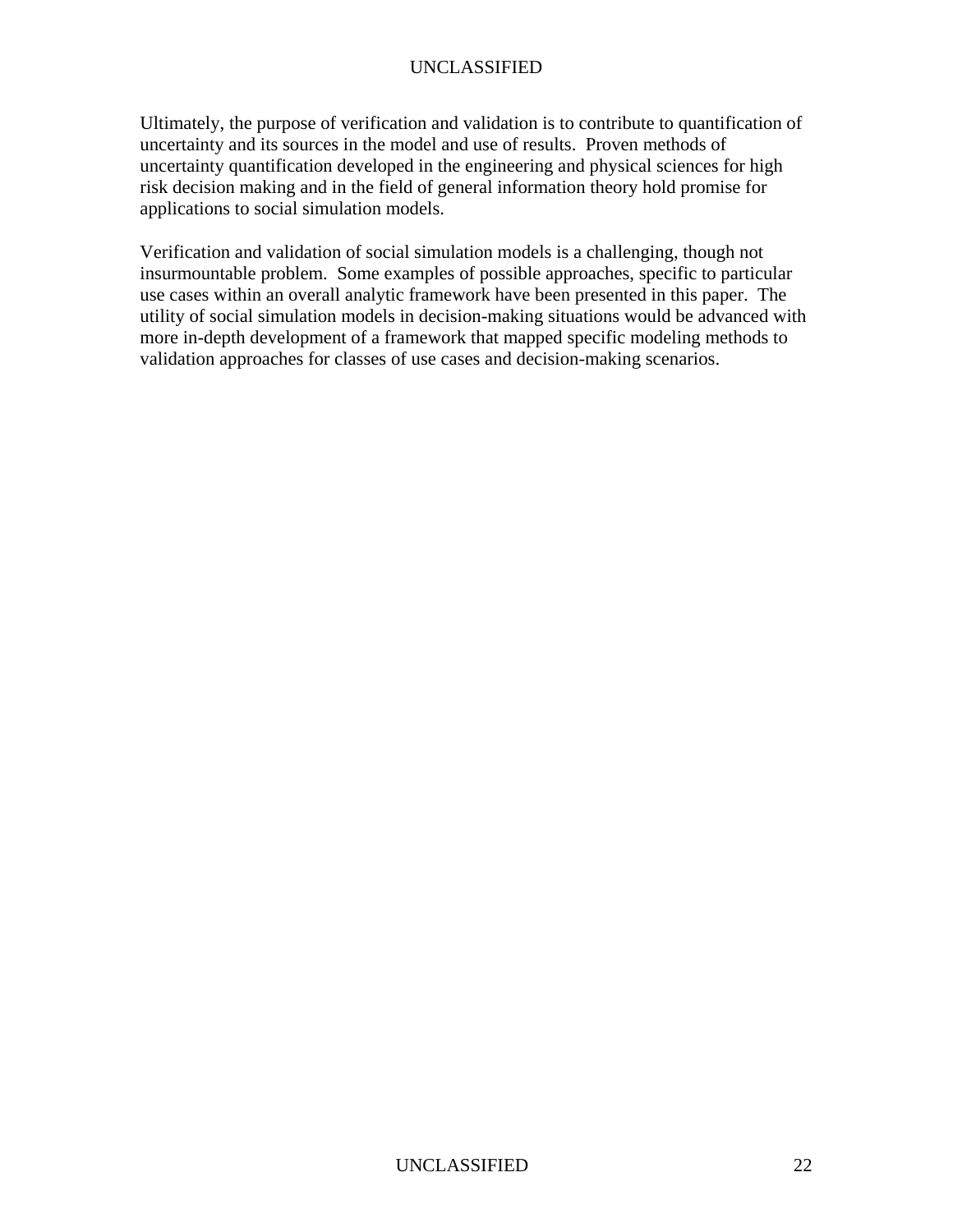Ultimately, the purpose of verification and validation is to contribute to quantification of uncertainty and its sources in the model and use of results. Proven methods of uncertainty quantification developed in the engineering and physical sciences for high risk decision making and in the field of general information theory hold promise for applications to social simulation models.

Verification and validation of social simulation models is a challenging, though not insurmountable problem. Some examples of possible approaches, specific to particular use cases within an overall analytic framework have been presented in this paper. The utility of social simulation models in decision-making situations would be advanced with more in-depth development of a framework that mapped specific modeling methods to validation approaches for classes of use cases and decision-making scenarios.